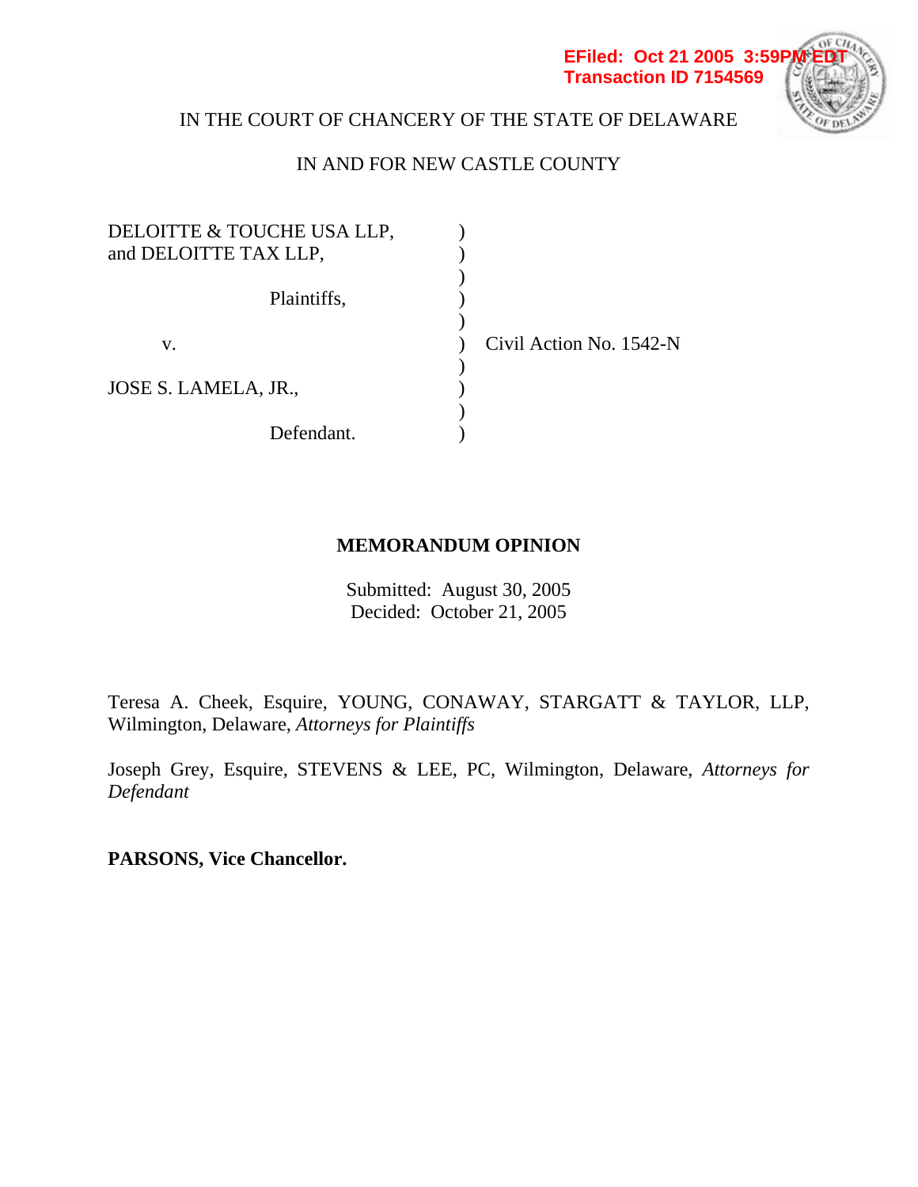EFiled: Oct 21 2005 3:59PM EDT
Transaction ID 7154569

IN THE COURT OF CHANCERY OF THE STATE OF DELAWARE

IN AND FOR NEW CASTLE COUNTY

DELOITTE & TOUCHE USA LLP, and DELOITTE TAX LLP,

Plaintiffs,

v.

JOSE S. LAMELA, JR.,

Defendant.

Civil Action No. 1542-N

## MEMORANDUM OPINION

Submitted: August 30, 2005
Decided: October 21, 2005

Teresa A. Cheek, Esquire, YOUNG, CONAWAY, STARGATT & TAYLOR, LLP, Wilmington, Delaware, *Attorneys for Plaintiffs*

Joseph Grey, Esquire, STEVENS & LEE, PC, Wilmington, Delaware, *Attorneys for Defendant*

**PARSONS, Vice Chancellor.**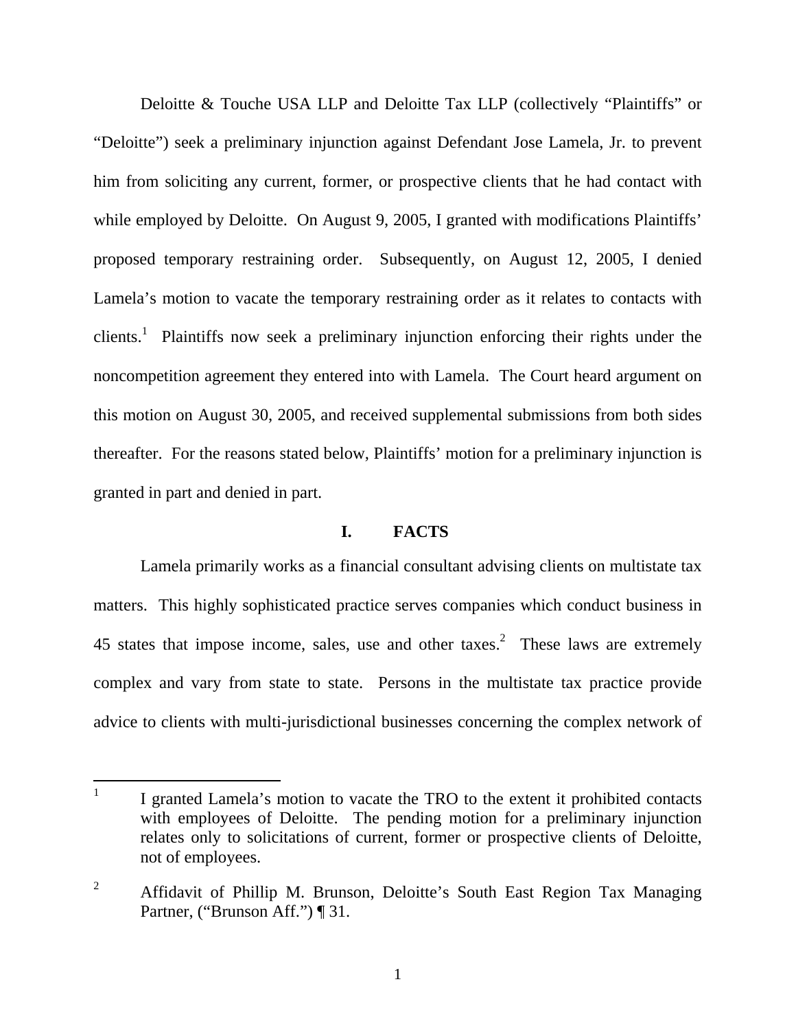Deloitte & Touche USA LLP and Deloitte Tax LLP (collectively "Plaintiffs" or "Deloitte") seek a preliminary injunction against Defendant Jose Lamela, Jr. to prevent him from soliciting any current, former, or prospective clients that he had contact with while employed by Deloitte. On August 9, 2005, I granted with modifications Plaintiffs' proposed temporary restraining order. Subsequently, on August 12, 2005, I denied Lamela's motion to vacate the temporary restraining order as it relates to contacts with clients.[1] Plaintiffs now seek a preliminary injunction enforcing their rights under the noncompetition agreement they entered into with Lamela. The Court heard argument on this motion on August 30, 2005, and received supplemental submissions from both sides thereafter. For the reasons stated below, Plaintiffs' motion for a preliminary injunction is granted in part and denied in part.

## I. FACTS

Lamela primarily works as a financial consultant advising clients on multistate tax matters. This highly sophisticated practice serves companies which conduct business in 45 states that impose income, sales, use and other taxes.[2] These laws are extremely complex and vary from state to state. Persons in the multistate tax practice provide advice to clients with multi-jurisdictional businesses concerning the complex network of

---

[1] I granted Lamela's motion to vacate the TRO to the extent it prohibited contacts with employees of Deloitte. The pending motion for a preliminary injunction relates only to solicitations of current, former or prospective clients of Deloitte, not of employees.

[2] Affidavit of Phillip M. Brunson, Deloitte's South East Region Tax Managing Partner, ("Brunson Aff.") ¶ 31.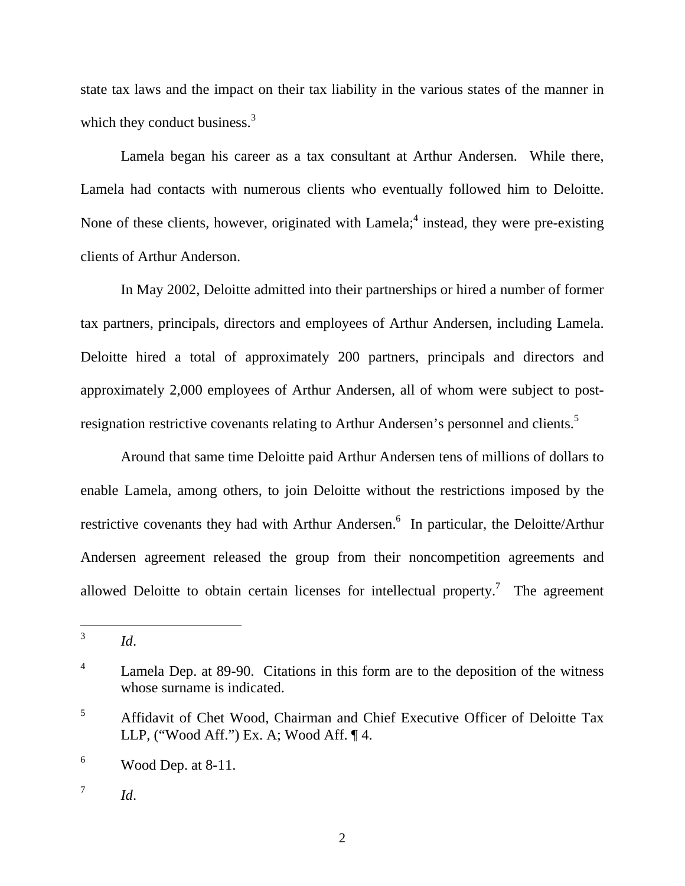state tax laws and the impact on their tax liability in the various states of the manner in which they conduct business.[3]

Lamela began his career as a tax consultant at Arthur Andersen. While there, Lamela had contacts with numerous clients who eventually followed him to Deloitte. None of these clients, however, originated with Lamela;[4] instead, they were pre-existing clients of Arthur Anderson.

In May 2002, Deloitte admitted into their partnerships or hired a number of former tax partners, principals, directors and employees of Arthur Andersen, including Lamela. Deloitte hired a total of approximately 200 partners, principals and directors and approximately 2,000 employees of Arthur Andersen, all of whom were subject to post-resignation restrictive covenants relating to Arthur Andersen's personnel and clients.[5]

Around that same time Deloitte paid Arthur Andersen tens of millions of dollars to enable Lamela, among others, to join Deloitte without the restrictions imposed by the restrictive covenants they had with Arthur Andersen.[6] In particular, the Deloitte/Arthur Andersen agreement released the group from their noncompetition agreements and allowed Deloitte to obtain certain licenses for intellectual property.[7] The agreement

---

[3] *Id*.

[4] Lamela Dep. at 89-90. Citations in this form are to the deposition of the witness whose surname is indicated.

[5] Affidavit of Chet Wood, Chairman and Chief Executive Officer of Deloitte Tax LLP, ("Wood Aff.") Ex. A; Wood Aff. ¶ 4.

[6] Wood Dep. at 8-11.

[7] *Id*.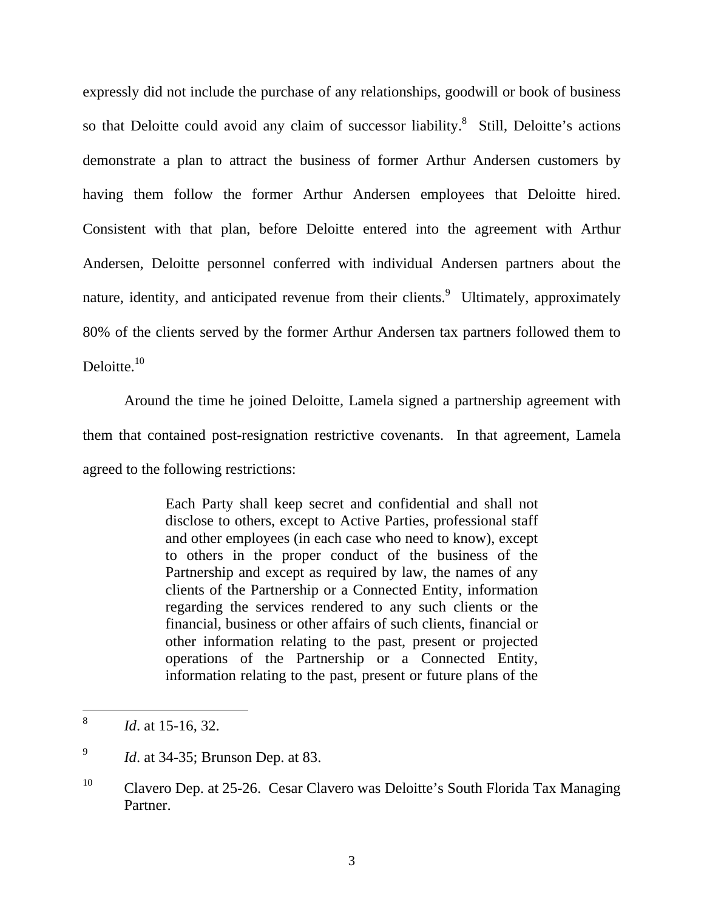expressly did not include the purchase of any relationships, goodwill or book of business so that Deloitte could avoid any claim of successor liability.[8] Still, Deloitte's actions demonstrate a plan to attract the business of former Arthur Andersen customers by having them follow the former Arthur Andersen employees that Deloitte hired. Consistent with that plan, before Deloitte entered into the agreement with Arthur Andersen, Deloitte personnel conferred with individual Andersen partners about the nature, identity, and anticipated revenue from their clients.[9] Ultimately, approximately 80% of the clients served by the former Arthur Andersen tax partners followed them to Deloitte.[10]

Around the time he joined Deloitte, Lamela signed a partnership agreement with them that contained post-resignation restrictive covenants. In that agreement, Lamela agreed to the following restrictions:

> Each Party shall keep secret and confidential and shall not disclose to others, except to Active Parties, professional staff and other employees (in each case who need to know), except to others in the proper conduct of the business of the Partnership and except as required by law, the names of any clients of the Partnership or a Connected Entity, information regarding the services rendered to any such clients or the financial, business or other affairs of such clients, financial or other information relating to the past, present or projected operations of the Partnership or a Connected Entity, information relating to the past, present or future plans of the

---

[8] *Id*. at 15-16, 32.

[9] *Id*. at 34-35; Brunson Dep. at 83.

[10] Clavero Dep. at 25-26. Cesar Clavero was Deloitte's South Florida Tax Managing Partner.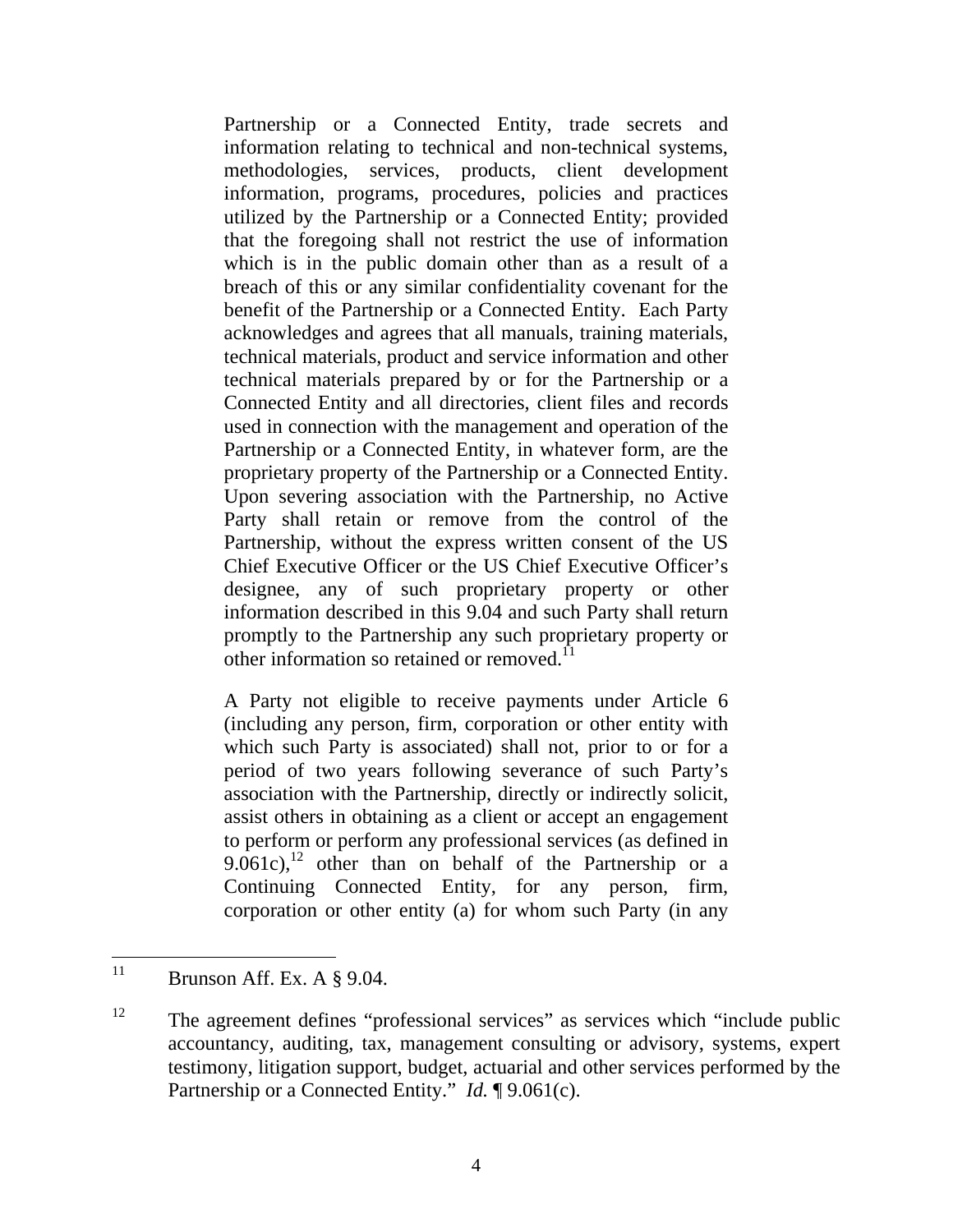> Partnership or a Connected Entity, trade secrets and information relating to technical and non-technical systems, methodologies, services, products, client development information, programs, procedures, policies and practices utilized by the Partnership or a Connected Entity; provided that the foregoing shall not restrict the use of information which is in the public domain other than as a result of a breach of this or any similar confidentiality covenant for the benefit of the Partnership or a Connected Entity. Each Party acknowledges and agrees that all manuals, training materials, technical materials, product and service information and other technical materials prepared by or for the Partnership or a Connected Entity and all directories, client files and records used in connection with the management and operation of the Partnership or a Connected Entity, in whatever form, are the proprietary property of the Partnership or a Connected Entity. Upon severing association with the Partnership, no Active Party shall retain or remove from the control of the Partnership, without the express written consent of the US Chief Executive Officer or the US Chief Executive Officer's designee, any of such proprietary property or other information described in this 9.04 and such Party shall return promptly to the Partnership any such proprietary property or other information so retained or removed.[11]
>
> A Party not eligible to receive payments under Article 6 (including any person, firm, corporation or other entity with which such Party is associated) shall not, prior to or for a period of two years following severance of such Party's association with the Partnership, directly or indirectly solicit, assist others in obtaining as a client or accept an engagement to perform or perform any professional services (as defined in 9.061c),[12] other than on behalf of the Partnership or a Continuing Connected Entity, for any person, firm, corporation or other entity (a) for whom such Party (in any

---

[11] Brunson Aff. Ex. A § 9.04.

[12] The agreement defines "professional services" as services which "include public accountancy, auditing, tax, management consulting or advisory, systems, expert testimony, litigation support, budget, actuarial and other services performed by the Partnership or a Connected Entity." *Id.* ¶ 9.061(c).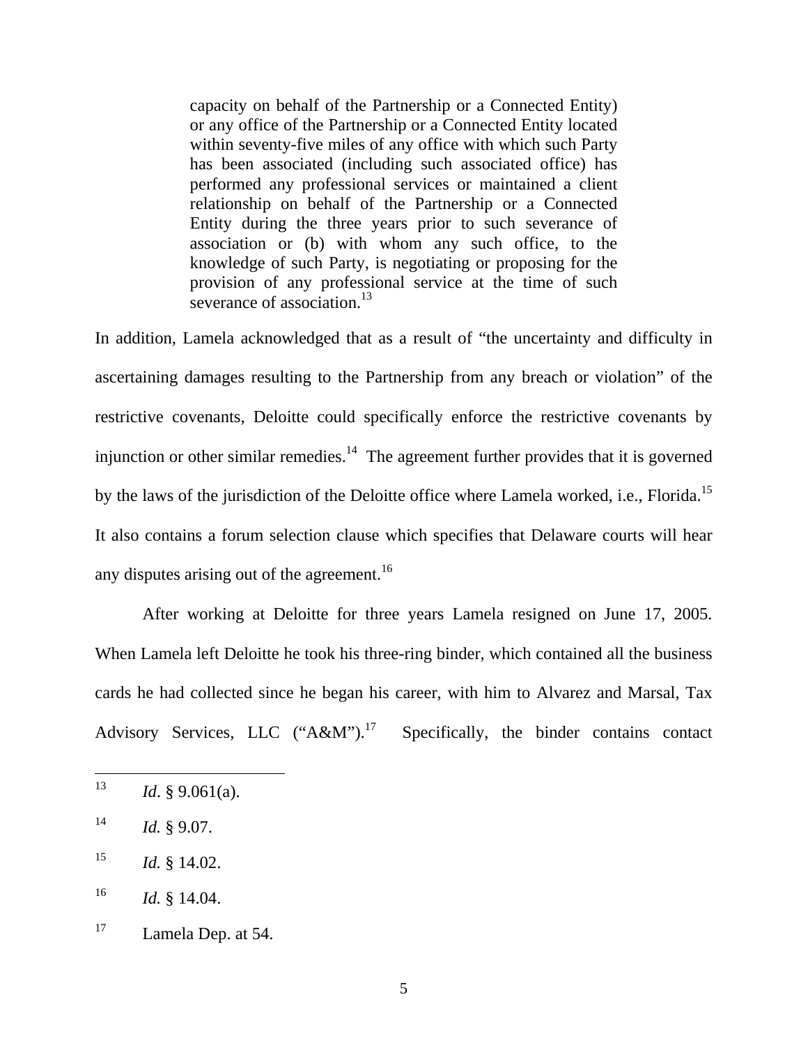> capacity on behalf of the Partnership or a Connected Entity) or any office of the Partnership or a Connected Entity located within seventy-five miles of any office with which such Party has been associated (including such associated office) has performed any professional services or maintained a client relationship on behalf of the Partnership or a Connected Entity during the three years prior to such severance of association or (b) with whom any such office, to the knowledge of such Party, is negotiating or proposing for the provision of any professional service at the time of such severance of association.[13]

In addition, Lamela acknowledged that as a result of "the uncertainty and difficulty in ascertaining damages resulting to the Partnership from any breach or violation" of the restrictive covenants, Deloitte could specifically enforce the restrictive covenants by injunction or other similar remedies.[14] The agreement further provides that it is governed by the laws of the jurisdiction of the Deloitte office where Lamela worked, i.e., Florida.[15] It also contains a forum selection clause which specifies that Delaware courts will hear any disputes arising out of the agreement.[16]

After working at Deloitte for three years Lamela resigned on June 17, 2005. When Lamela left Deloitte he took his three-ring binder, which contained all the business cards he had collected since he began his career, with him to Alvarez and Marsal, Tax Advisory Services, LLC ("A&M").[17] Specifically, the binder contains contact

---

[13] *Id*. § 9.061(a).

[14] *Id.* § 9.07.

[15] *Id.* § 14.02.

[16] *Id.* § 14.04.

[17] Lamela Dep. at 54.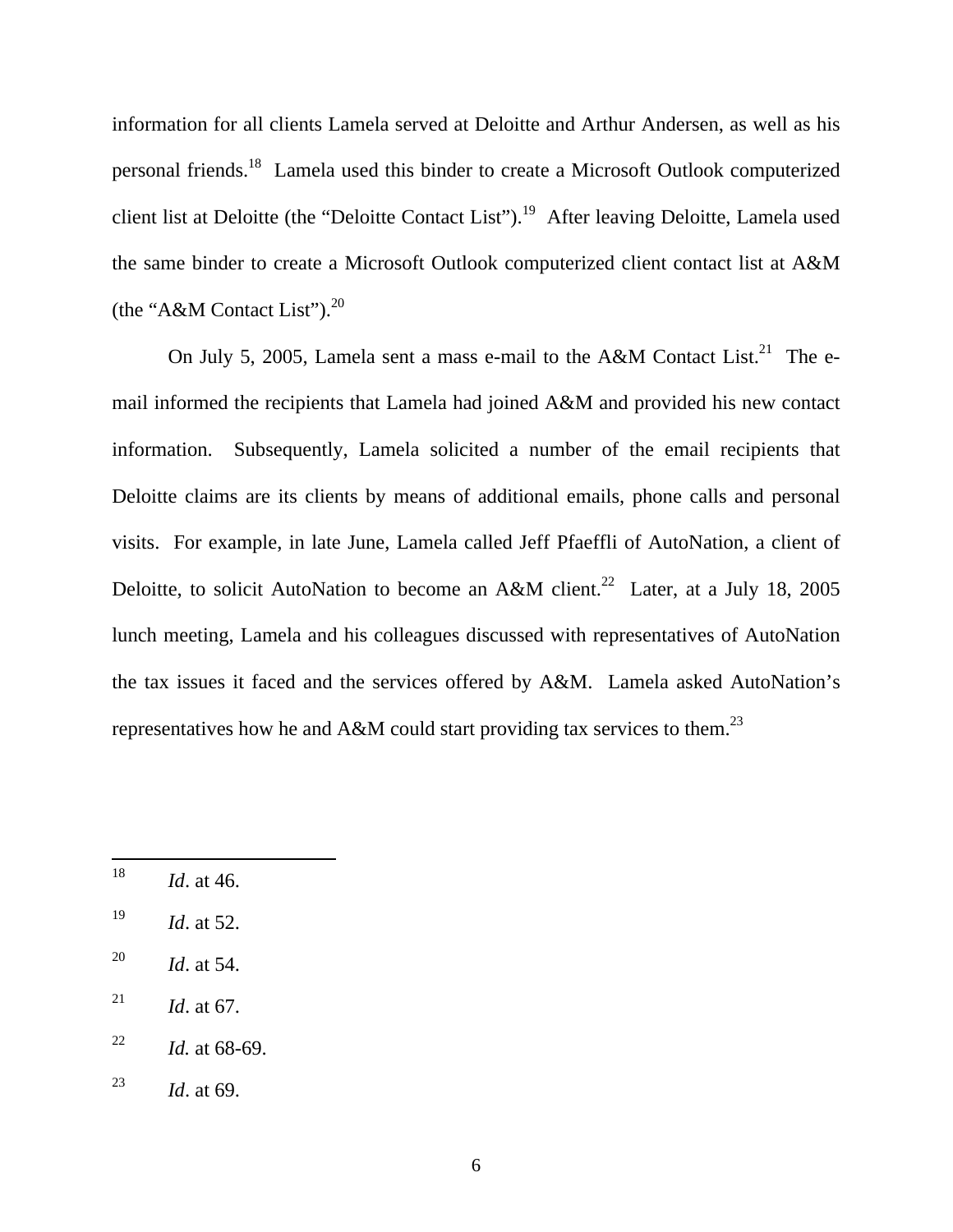information for all clients Lamela served at Deloitte and Arthur Andersen, as well as his personal friends.[18] Lamela used this binder to create a Microsoft Outlook computerized client list at Deloitte (the "Deloitte Contact List").[19] After leaving Deloitte, Lamela used the same binder to create a Microsoft Outlook computerized client contact list at A&M (the "A&M Contact List").[20]

On July 5, 2005, Lamela sent a mass e-mail to the A&M Contact List.[21] The e-mail informed the recipients that Lamela had joined A&M and provided his new contact information. Subsequently, Lamela solicited a number of the email recipients that Deloitte claims are its clients by means of additional emails, phone calls and personal visits. For example, in late June, Lamela called Jeff Pfaeffli of AutoNation, a client of Deloitte, to solicit AutoNation to become an A&M client.[22] Later, at a July 18, 2005 lunch meeting, Lamela and his colleagues discussed with representatives of AutoNation the tax issues it faced and the services offered by A&M. Lamela asked AutoNation's representatives how he and A&M could start providing tax services to them.[23]

---

[18] *Id*. at 46.

[19] *Id*. at 52.

[20] *Id*. at 54.

[21] *Id*. at 67.

[22] *Id.* at 68-69.

[23] *Id*. at 69.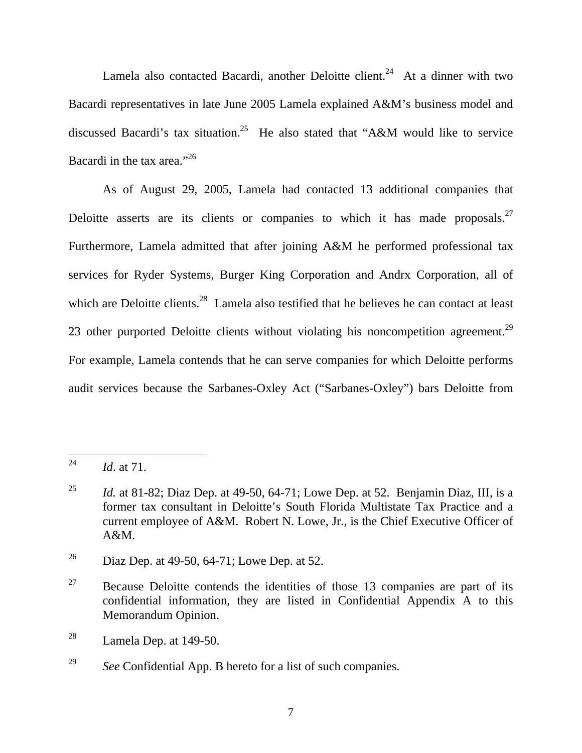Lamela also contacted Bacardi, another Deloitte client.[24] At a dinner with two Bacardi representatives in late June 2005 Lamela explained A&M's business model and discussed Bacardi's tax situation.[25] He also stated that "A&M would like to service Bacardi in the tax area."[26]

As of August 29, 2005, Lamela had contacted 13 additional companies that Deloitte asserts are its clients or companies to which it has made proposals.[27] Furthermore, Lamela admitted that after joining A&M he performed professional tax services for Ryder Systems, Burger King Corporation and Andrx Corporation, all of which are Deloitte clients.[28] Lamela also testified that he believes he can contact at least 23 other purported Deloitte clients without violating his noncompetition agreement.[29] For example, Lamela contends that he can serve companies for which Deloitte performs audit services because the Sarbanes-Oxley Act ("Sarbanes-Oxley") bars Deloitte from

---

[24] *Id*. at 71.

[25] *Id.* at 81-82; Diaz Dep. at 49-50, 64-71; Lowe Dep. at 52. Benjamin Diaz, III, is a former tax consultant in Deloitte's South Florida Multistate Tax Practice and a current employee of A&M. Robert N. Lowe, Jr., is the Chief Executive Officer of A&M.

[26] Diaz Dep. at 49-50, 64-71; Lowe Dep. at 52.

[27] Because Deloitte contends the identities of those 13 companies are part of its confidential information, they are listed in Confidential Appendix A to this Memorandum Opinion.

[28] Lamela Dep. at 149-50.

[29] *See* Confidential App. B hereto for a list of such companies.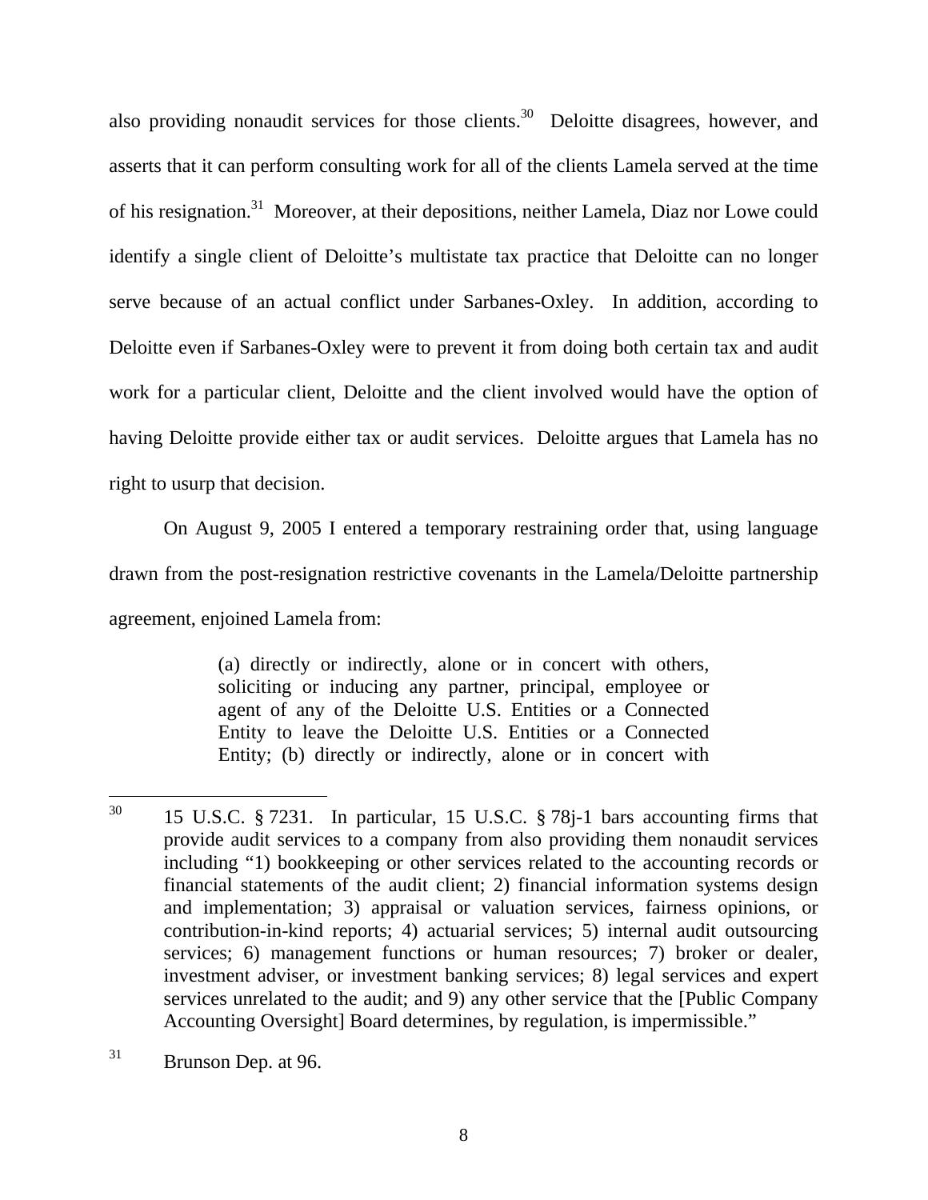also providing nonaudit services for those clients.[30] Deloitte disagrees, however, and asserts that it can perform consulting work for all of the clients Lamela served at the time of his resignation.[31] Moreover, at their depositions, neither Lamela, Diaz nor Lowe could identify a single client of Deloitte's multistate tax practice that Deloitte can no longer serve because of an actual conflict under Sarbanes-Oxley. In addition, according to Deloitte even if Sarbanes-Oxley were to prevent it from doing both certain tax and audit work for a particular client, Deloitte and the client involved would have the option of having Deloitte provide either tax or audit services. Deloitte argues that Lamela has no right to usurp that decision.

On August 9, 2005 I entered a temporary restraining order that, using language drawn from the post-resignation restrictive covenants in the Lamela/Deloitte partnership agreement, enjoined Lamela from:

> (a) directly or indirectly, alone or in concert with others, soliciting or inducing any partner, principal, employee or agent of any of the Deloitte U.S. Entities or a Connected Entity to leave the Deloitte U.S. Entities or a Connected Entity; (b) directly or indirectly, alone or in concert with

---

[30] 15 U.S.C. § 7231. In particular, 15 U.S.C. § 78j-1 bars accounting firms that provide audit services to a company from also providing them nonaudit services including "1) bookkeeping or other services related to the accounting records or financial statements of the audit client; 2) financial information systems design and implementation; 3) appraisal or valuation services, fairness opinions, or contribution-in-kind reports; 4) actuarial services; 5) internal audit outsourcing services; 6) management functions or human resources; 7) broker or dealer, investment adviser, or investment banking services; 8) legal services and expert services unrelated to the audit; and 9) any other service that the [Public Company Accounting Oversight] Board determines, by regulation, is impermissible."

[31] Brunson Dep. at 96.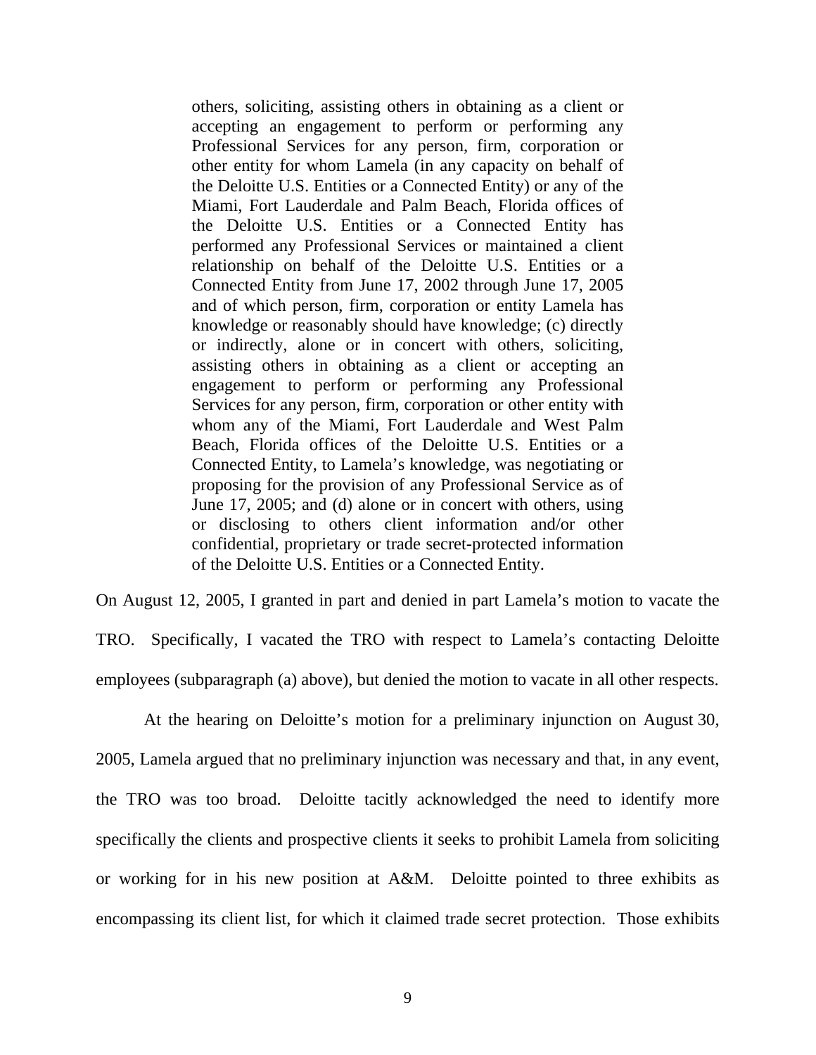> others, soliciting, assisting others in obtaining as a client or accepting an engagement to perform or performing any Professional Services for any person, firm, corporation or other entity for whom Lamela (in any capacity on behalf of the Deloitte U.S. Entities or a Connected Entity) or any of the Miami, Fort Lauderdale and Palm Beach, Florida offices of the Deloitte U.S. Entities or a Connected Entity has performed any Professional Services or maintained a client relationship on behalf of the Deloitte U.S. Entities or a Connected Entity from June 17, 2002 through June 17, 2005 and of which person, firm, corporation or entity Lamela has knowledge or reasonably should have knowledge; (c) directly or indirectly, alone or in concert with others, soliciting, assisting others in obtaining as a client or accepting an engagement to perform or performing any Professional Services for any person, firm, corporation or other entity with whom any of the Miami, Fort Lauderdale and West Palm Beach, Florida offices of the Deloitte U.S. Entities or a Connected Entity, to Lamela's knowledge, was negotiating or proposing for the provision of any Professional Service as of June 17, 2005; and (d) alone or in concert with others, using or disclosing to others client information and/or other confidential, proprietary or trade secret-protected information of the Deloitte U.S. Entities or a Connected Entity.

On August 12, 2005, I granted in part and denied in part Lamela's motion to vacate the TRO. Specifically, I vacated the TRO with respect to Lamela's contacting Deloitte employees (subparagraph (a) above), but denied the motion to vacate in all other respects.

At the hearing on Deloitte's motion for a preliminary injunction on August 30, 2005, Lamela argued that no preliminary injunction was necessary and that, in any event, the TRO was too broad. Deloitte tacitly acknowledged the need to identify more specifically the clients and prospective clients it seeks to prohibit Lamela from soliciting or working for in his new position at A&M. Deloitte pointed to three exhibits as encompassing its client list, for which it claimed trade secret protection. Those exhibits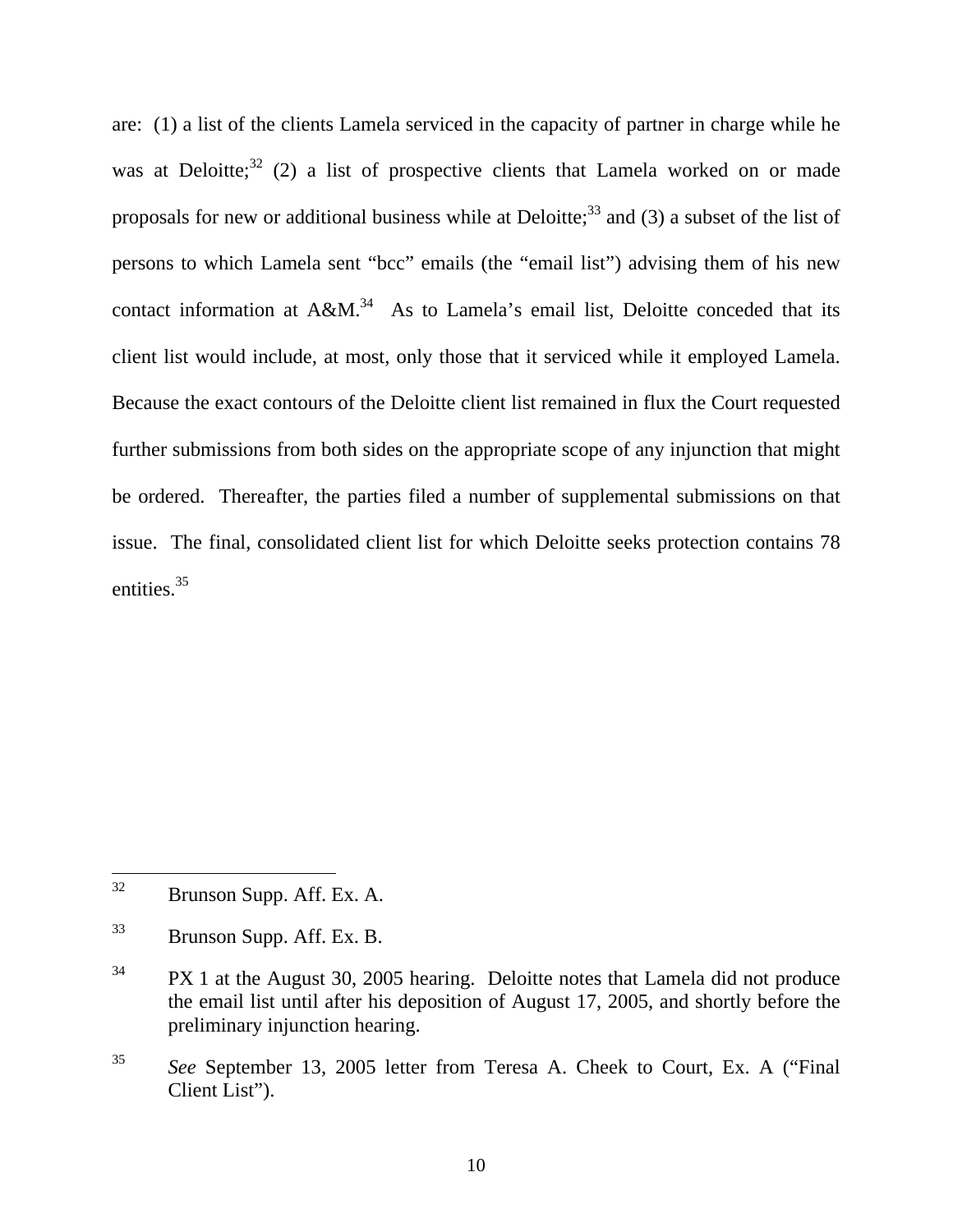are: (1) a list of the clients Lamela serviced in the capacity of partner in charge while he was at Deloitte;[32] (2) a list of prospective clients that Lamela worked on or made proposals for new or additional business while at Deloitte;[33] and (3) a subset of the list of persons to which Lamela sent "bcc" emails (the "email list") advising them of his new contact information at A&M.[34] As to Lamela's email list, Deloitte conceded that its client list would include, at most, only those that it serviced while it employed Lamela. Because the exact contours of the Deloitte client list remained in flux the Court requested further submissions from both sides on the appropriate scope of any injunction that might be ordered. Thereafter, the parties filed a number of supplemental submissions on that issue. The final, consolidated client list for which Deloitte seeks protection contains 78 entities.[35]

---

[32] Brunson Supp. Aff. Ex. A.

[33] Brunson Supp. Aff. Ex. B.

[34] PX 1 at the August 30, 2005 hearing. Deloitte notes that Lamela did not produce the email list until after his deposition of August 17, 2005, and shortly before the preliminary injunction hearing.

[35] *See* September 13, 2005 letter from Teresa A. Cheek to Court, Ex. A ("Final Client List").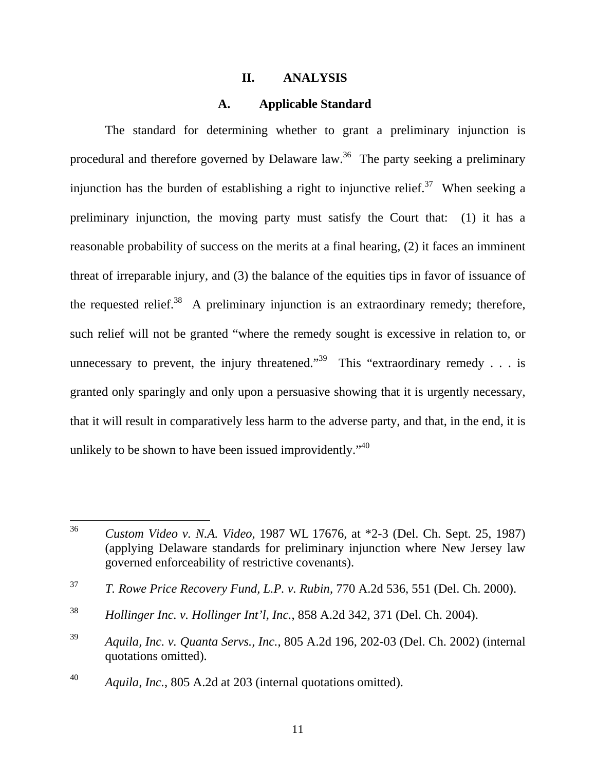## II. ANALYSIS

### A. Applicable Standard

The standard for determining whether to grant a preliminary injunction is procedural and therefore governed by Delaware law.[36] The party seeking a preliminary injunction has the burden of establishing a right to injunctive relief.[37] When seeking a preliminary injunction, the moving party must satisfy the Court that: (1) it has a reasonable probability of success on the merits at a final hearing, (2) it faces an imminent threat of irreparable injury, and (3) the balance of the equities tips in favor of issuance of the requested relief.[38] A preliminary injunction is an extraordinary remedy; therefore, such relief will not be granted "where the remedy sought is excessive in relation to, or unnecessary to prevent, the injury threatened."[39] This "extraordinary remedy . . . is granted only sparingly and only upon a persuasive showing that it is urgently necessary, that it will result in comparatively less harm to the adverse party, and that, in the end, it is unlikely to be shown to have been issued improvidently."[40]

---

[36] *Custom Video v. N.A. Video*, 1987 WL 17676, at *2-3 (Del. Ch. Sept. 25, 1987) (applying Delaware standards for preliminary injunction where New Jersey law governed enforceability of restrictive covenants).

[37] *T. Rowe Price Recovery Fund, L.P. v. Rubin*, 770 A.2d 536, 551 (Del. Ch. 2000).

[38] *Hollinger Inc. v. Hollinger Int'l, Inc.*, 858 A.2d 342, 371 (Del. Ch. 2004).

[39] *Aquila, Inc. v. Quanta Servs., Inc.*, 805 A.2d 196, 202-03 (Del. Ch. 2002) (internal quotations omitted).

[40] *Aquila, Inc.*, 805 A.2d at 203 (internal quotations omitted).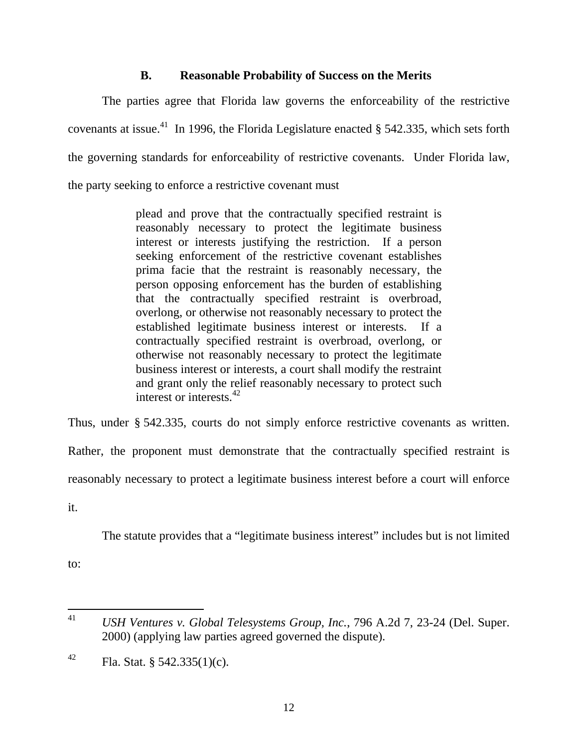### B. Reasonable Probability of Success on the Merits

The parties agree that Florida law governs the enforceability of the restrictive covenants at issue.[41] In 1996, the Florida Legislature enacted § 542.335, which sets forth the governing standards for enforceability of restrictive covenants. Under Florida law, the party seeking to enforce a restrictive covenant must

> plead and prove that the contractually specified restraint is reasonably necessary to protect the legitimate business interest or interests justifying the restriction. If a person seeking enforcement of the restrictive covenant establishes prima facie that the restraint is reasonably necessary, the person opposing enforcement has the burden of establishing that the contractually specified restraint is overbroad, overlong, or otherwise not reasonably necessary to protect the established legitimate business interest or interests. If a contractually specified restraint is overbroad, overlong, or otherwise not reasonably necessary to protect the legitimate business interest or interests, a court shall modify the restraint and grant only the relief reasonably necessary to protect such interest or interests.[42]

Thus, under § 542.335, courts do not simply enforce restrictive covenants as written. Rather, the proponent must demonstrate that the contractually specified restraint is reasonably necessary to protect a legitimate business interest before a court will enforce it.

The statute provides that a "legitimate business interest" includes but is not limited to:

---

[41] *USH Ventures v. Global Telesystems Group, Inc.*, 796 A.2d 7, 23-24 (Del. Super. 2000) (applying law parties agreed governed the dispute).

[42] Fla. Stat. § 542.335(1)(c).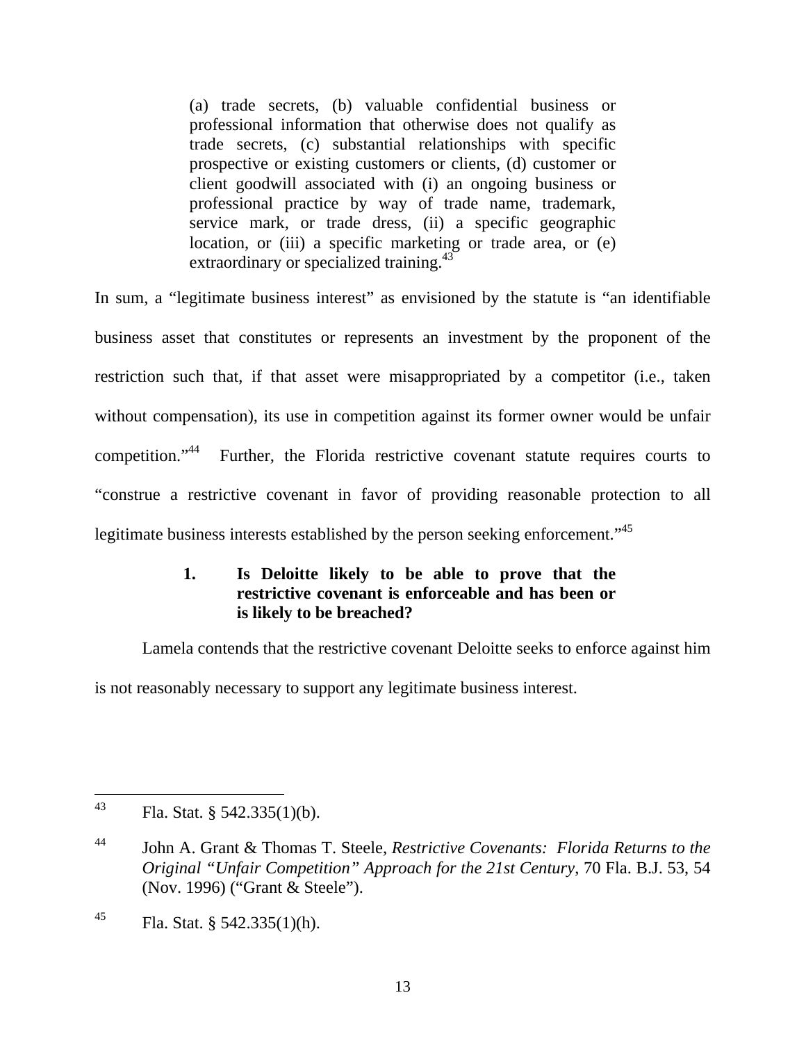> (a) trade secrets, (b) valuable confidential business or professional information that otherwise does not qualify as trade secrets, (c) substantial relationships with specific prospective or existing customers or clients, (d) customer or client goodwill associated with (i) an ongoing business or professional practice by way of trade name, trademark, service mark, or trade dress, (ii) a specific geographic location, or (iii) a specific marketing or trade area, or (e) extraordinary or specialized training.[43]

In sum, a "legitimate business interest" as envisioned by the statute is "an identifiable business asset that constitutes or represents an investment by the proponent of the restriction such that, if that asset were misappropriated by a competitor (i.e., taken without compensation), its use in competition against its former owner would be unfair competition."[44] Further, the Florida restrictive covenant statute requires courts to "construe a restrictive covenant in favor of providing reasonable protection to all legitimate business interests established by the person seeking enforcement."[45]

### 1. Is Deloitte likely to be able to prove that the restrictive covenant is enforceable and has been or is likely to be breached?

Lamela contends that the restrictive covenant Deloitte seeks to enforce against him is not reasonably necessary to support any legitimate business interest.

---

[43] Fla. Stat. § 542.335(1)(b).

[44] John A. Grant & Thomas T. Steele, *Restrictive Covenants: Florida Returns to the Original "Unfair Competition" Approach for the 21st Century*, 70 Fla. B.J. 53, 54 (Nov. 1996) ("Grant & Steele").

[45] Fla. Stat. § 542.335(1)(h).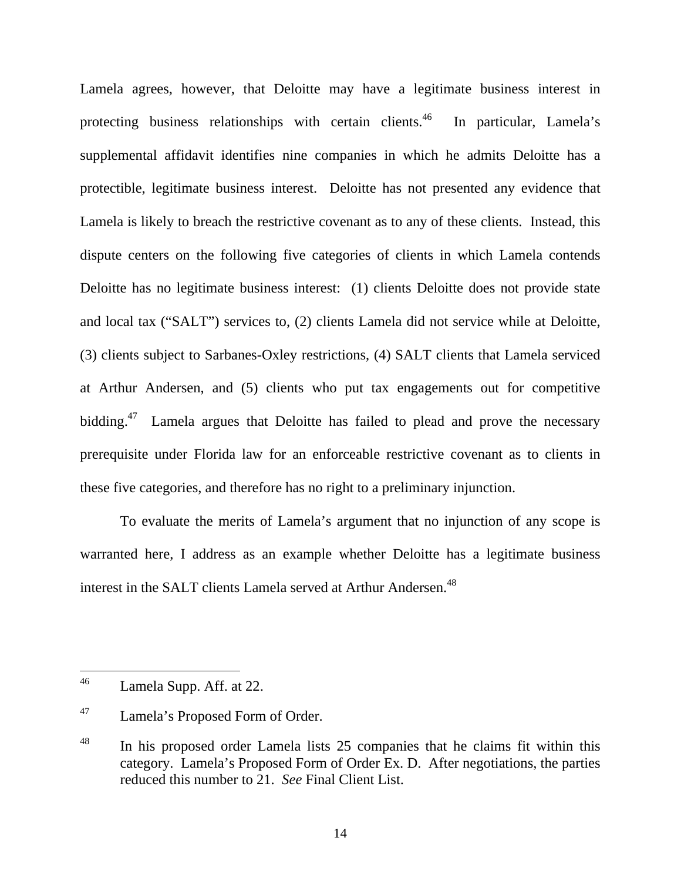Lamela agrees, however, that Deloitte may have a legitimate business interest in protecting business relationships with certain clients.[46] In particular, Lamela's supplemental affidavit identifies nine companies in which he admits Deloitte has a protectible, legitimate business interest. Deloitte has not presented any evidence that Lamela is likely to breach the restrictive covenant as to any of these clients. Instead, this dispute centers on the following five categories of clients in which Lamela contends Deloitte has no legitimate business interest: (1) clients Deloitte does not provide state and local tax ("SALT") services to, (2) clients Lamela did not service while at Deloitte, (3) clients subject to Sarbanes-Oxley restrictions, (4) SALT clients that Lamela serviced at Arthur Andersen, and (5) clients who put tax engagements out for competitive bidding.[47] Lamela argues that Deloitte has failed to plead and prove the necessary prerequisite under Florida law for an enforceable restrictive covenant as to clients in these five categories, and therefore has no right to a preliminary injunction.

To evaluate the merits of Lamela's argument that no injunction of any scope is warranted here, I address as an example whether Deloitte has a legitimate business interest in the SALT clients Lamela served at Arthur Andersen.[48]

---

[46] Lamela Supp. Aff. at 22.

[47] Lamela's Proposed Form of Order.

[48] In his proposed order Lamela lists 25 companies that he claims fit within this category. Lamela's Proposed Form of Order Ex. D. After negotiations, the parties reduced this number to 21. *See* Final Client List.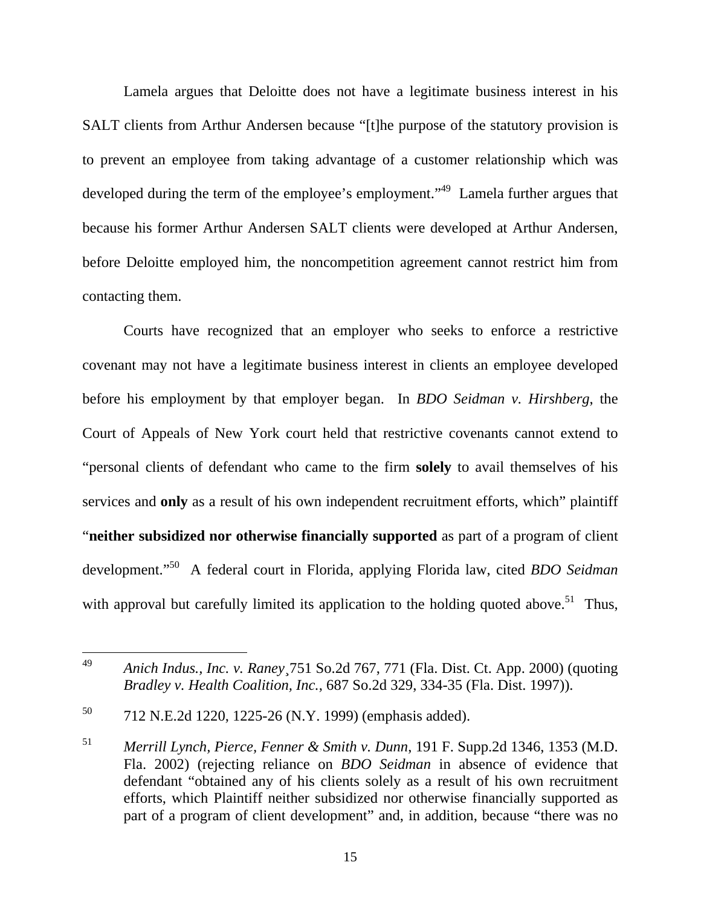Lamela argues that Deloitte does not have a legitimate business interest in his SALT clients from Arthur Andersen because "[t]he purpose of the statutory provision is to prevent an employee from taking advantage of a customer relationship which was developed during the term of the employee's employment."[49] Lamela further argues that because his former Arthur Andersen SALT clients were developed at Arthur Andersen, before Deloitte employed him, the noncompetition agreement cannot restrict him from contacting them.

Courts have recognized that an employer who seeks to enforce a restrictive covenant may not have a legitimate business interest in clients an employee developed before his employment by that employer began. In *BDO Seidman v. Hirshberg*, the Court of Appeals of New York court held that restrictive covenants cannot extend to "personal clients of defendant who came to the firm **solely** to avail themselves of his services and **only** as a result of his own independent recruitment efforts, which" plaintiff "**neither subsidized nor otherwise financially supported** as part of a program of client development."[50] A federal court in Florida, applying Florida law, cited *BDO Seidman* with approval but carefully limited its application to the holding quoted above.[51] Thus,

---

[49] *Anich Indus., Inc. v. Raney*¸751 So.2d 767, 771 (Fla. Dist. Ct. App. 2000) (quoting *Bradley v. Health Coalition, Inc.*, 687 So.2d 329, 334-35 (Fla. Dist. 1997)).

[50] 712 N.E.2d 1220, 1225-26 (N.Y. 1999) (emphasis added).

[51] *Merrill Lynch, Pierce, Fenner & Smith v. Dunn*, 191 F. Supp.2d 1346, 1353 (M.D. Fla. 2002) (rejecting reliance on *BDO Seidman* in absence of evidence that defendant "obtained any of his clients solely as a result of his own recruitment efforts, which Plaintiff neither subsidized nor otherwise financially supported as part of a program of client development" and, in addition, because "there was no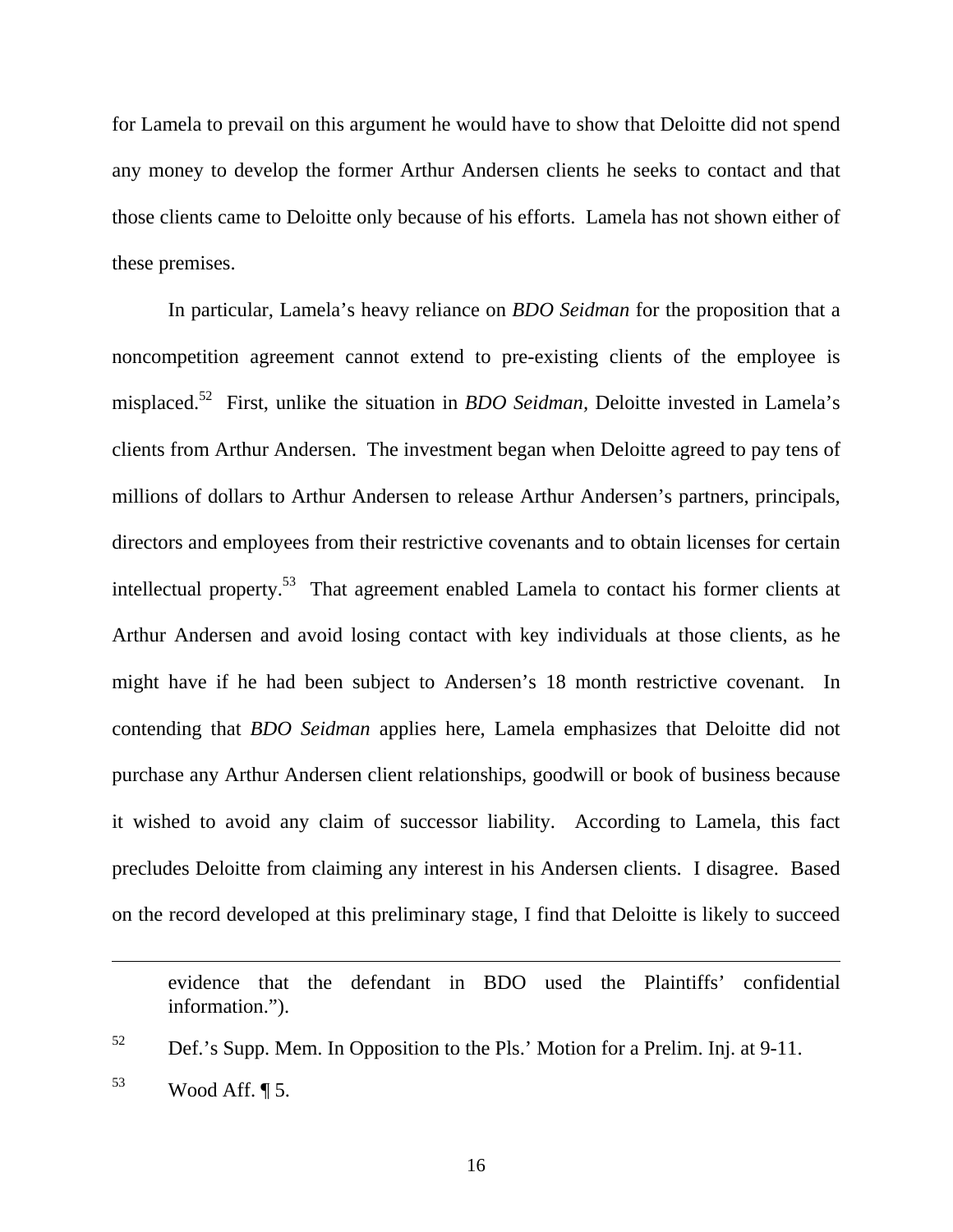for Lamela to prevail on this argument he would have to show that Deloitte did not spend any money to develop the former Arthur Andersen clients he seeks to contact and that those clients came to Deloitte only because of his efforts. Lamela has not shown either of these premises.

In particular, Lamela's heavy reliance on *BDO Seidman* for the proposition that a noncompetition agreement cannot extend to pre-existing clients of the employee is misplaced.[52] First, unlike the situation in *BDO Seidman,* Deloitte invested in Lamela's clients from Arthur Andersen. The investment began when Deloitte agreed to pay tens of millions of dollars to Arthur Andersen to release Arthur Andersen's partners, principals, directors and employees from their restrictive covenants and to obtain licenses for certain intellectual property.[53] That agreement enabled Lamela to contact his former clients at Arthur Andersen and avoid losing contact with key individuals at those clients, as he might have if he had been subject to Andersen's 18 month restrictive covenant. In contending that *BDO Seidman* applies here, Lamela emphasizes that Deloitte did not purchase any Arthur Andersen client relationships, goodwill or book of business because it wished to avoid any claim of successor liability. According to Lamela, this fact precludes Deloitte from claiming any interest in his Andersen clients. I disagree. Based on the record developed at this preliminary stage, I find that Deloitte is likely to succeed

---

evidence that the defendant in BDO used the Plaintiffs' confidential information.").

[52] Def.'s Supp. Mem. In Opposition to the Pls.' Motion for a Prelim. Inj. at 9-11.

[53] Wood Aff. ¶ 5.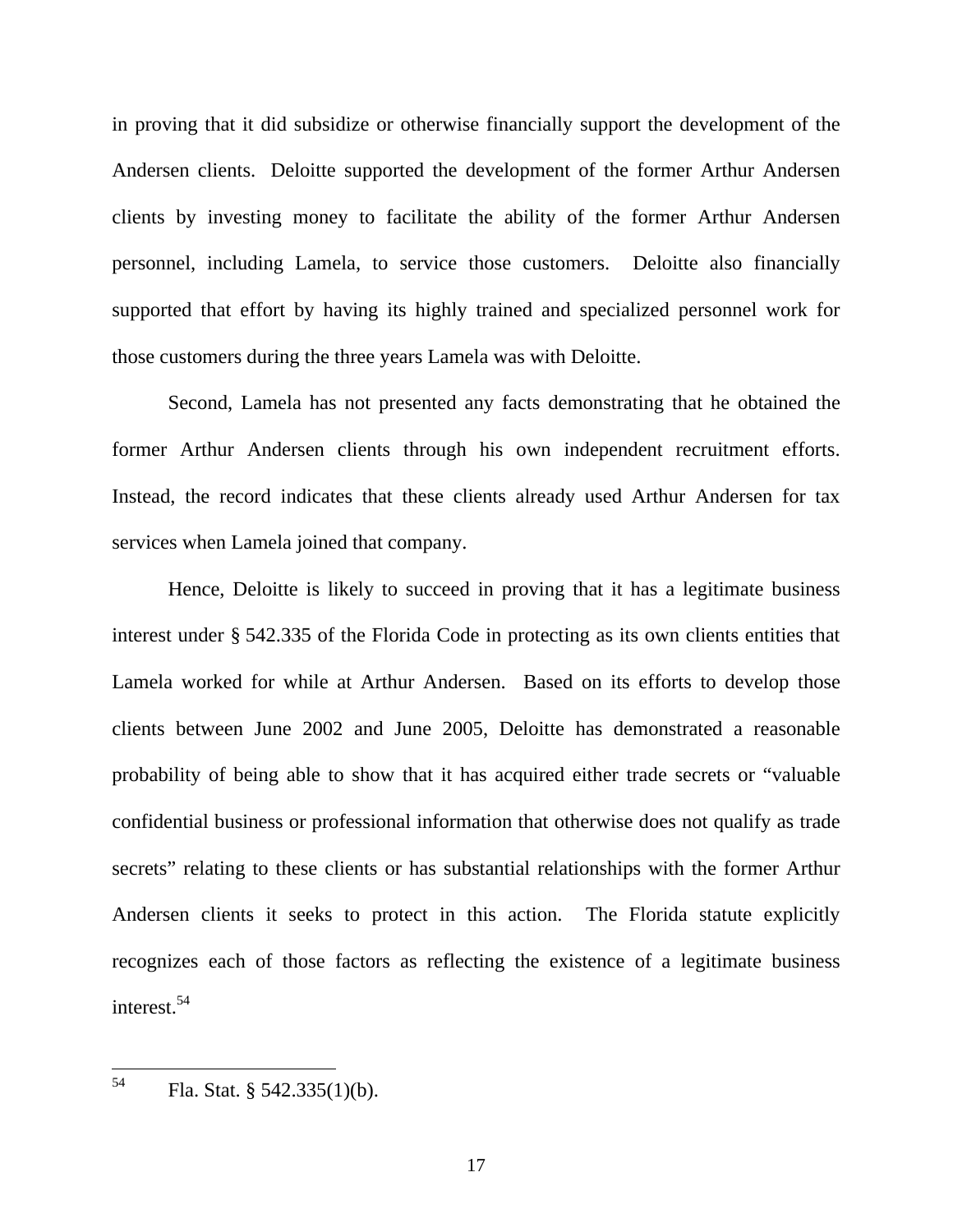in proving that it did subsidize or otherwise financially support the development of the Andersen clients. Deloitte supported the development of the former Arthur Andersen clients by investing money to facilitate the ability of the former Arthur Andersen personnel, including Lamela, to service those customers. Deloitte also financially supported that effort by having its highly trained and specialized personnel work for those customers during the three years Lamela was with Deloitte.

Second, Lamela has not presented any facts demonstrating that he obtained the former Arthur Andersen clients through his own independent recruitment efforts. Instead, the record indicates that these clients already used Arthur Andersen for tax services when Lamela joined that company.

Hence, Deloitte is likely to succeed in proving that it has a legitimate business interest under § 542.335 of the Florida Code in protecting as its own clients entities that Lamela worked for while at Arthur Andersen. Based on its efforts to develop those clients between June 2002 and June 2005, Deloitte has demonstrated a reasonable probability of being able to show that it has acquired either trade secrets or "valuable confidential business or professional information that otherwise does not qualify as trade secrets" relating to these clients or has substantial relationships with the former Arthur Andersen clients it seeks to protect in this action. The Florida statute explicitly recognizes each of those factors as reflecting the existence of a legitimate business interest.[54]

---

[54] Fla. Stat. § 542.335(1)(b).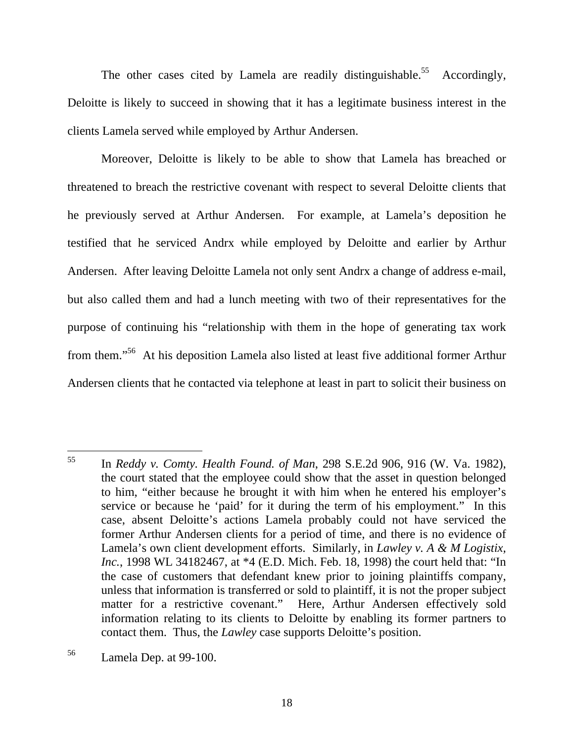The other cases cited by Lamela are readily distinguishable.[55] Accordingly, Deloitte is likely to succeed in showing that it has a legitimate business interest in the clients Lamela served while employed by Arthur Andersen.

Moreover, Deloitte is likely to be able to show that Lamela has breached or threatened to breach the restrictive covenant with respect to several Deloitte clients that he previously served at Arthur Andersen. For example, at Lamela's deposition he testified that he serviced Andrx while employed by Deloitte and earlier by Arthur Andersen. After leaving Deloitte Lamela not only sent Andrx a change of address e-mail, but also called them and had a lunch meeting with two of their representatives for the purpose of continuing his "relationship with them in the hope of generating tax work from them."[56] At his deposition Lamela also listed at least five additional former Arthur Andersen clients that he contacted via telephone at least in part to solicit their business on

---

[55] In *Reddy v. Comty. Health Found. of Man*, 298 S.E.2d 906, 916 (W. Va. 1982), the court stated that the employee could show that the asset in question belonged to him, "either because he brought it with him when he entered his employer's service or because he 'paid' for it during the term of his employment." In this case, absent Deloitte's actions Lamela probably could not have serviced the former Arthur Andersen clients for a period of time, and there is no evidence of Lamela's own client development efforts. Similarly, in *Lawley v. A & M Logistix, Inc.*, 1998 WL 34182467, at *4 (E.D. Mich. Feb. 18, 1998) the court held that: "In the case of customers that defendant knew prior to joining plaintiffs company, unless that information is transferred or sold to plaintiff, it is not the proper subject matter for a restrictive covenant." Here, Arthur Andersen effectively sold information relating to its clients to Deloitte by enabling its former partners to contact them. Thus, the *Lawley* case supports Deloitte's position.

[56] Lamela Dep. at 99-100.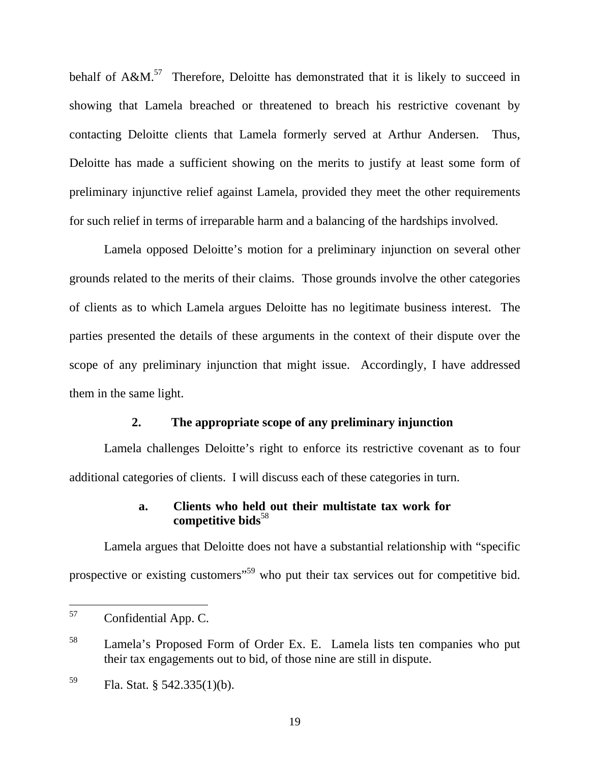behalf of A&M.[57] Therefore, Deloitte has demonstrated that it is likely to succeed in showing that Lamela breached or threatened to breach his restrictive covenant by contacting Deloitte clients that Lamela formerly served at Arthur Andersen. Thus, Deloitte has made a sufficient showing on the merits to justify at least some form of preliminary injunctive relief against Lamela, provided they meet the other requirements for such relief in terms of irreparable harm and a balancing of the hardships involved.

Lamela opposed Deloitte's motion for a preliminary injunction on several other grounds related to the merits of their claims. Those grounds involve the other categories of clients as to which Lamela argues Deloitte has no legitimate business interest. The parties presented the details of these arguments in the context of their dispute over the scope of any preliminary injunction that might issue. Accordingly, I have addressed them in the same light.

### 2. The appropriate scope of any preliminary injunction

Lamela challenges Deloitte's right to enforce its restrictive covenant as to four additional categories of clients. I will discuss each of these categories in turn.

#### a. Clients who held out their multistate tax work for competitive bids[58]

Lamela argues that Deloitte does not have a substantial relationship with "specific prospective or existing customers"[59] who put their tax services out for competitive bid.

---

[57] Confidential App. C.

[58] Lamela's Proposed Form of Order Ex. E. Lamela lists ten companies who put their tax engagements out to bid, of those nine are still in dispute.

[59] Fla. Stat. § 542.335(1)(b).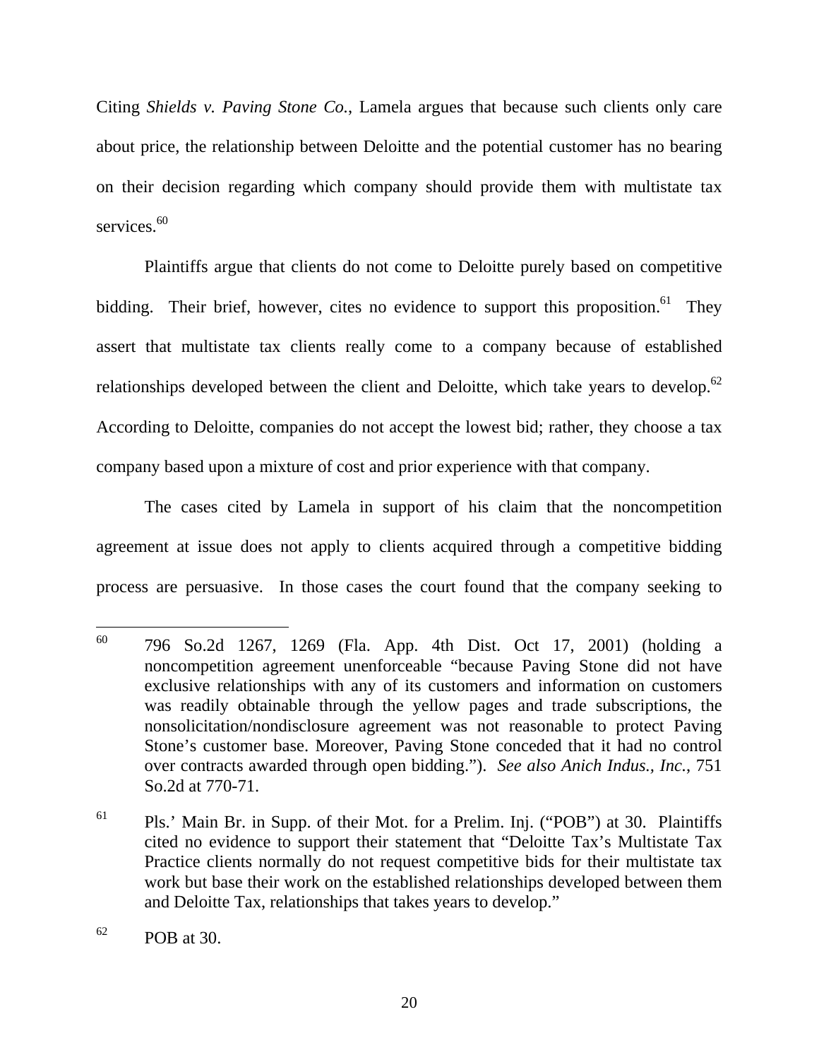Citing *Shields v. Paving Stone Co.*, Lamela argues that because such clients only care about price, the relationship between Deloitte and the potential customer has no bearing on their decision regarding which company should provide them with multistate tax services.[60]

Plaintiffs argue that clients do not come to Deloitte purely based on competitive bidding. Their brief, however, cites no evidence to support this proposition.[61] They assert that multistate tax clients really come to a company because of established relationships developed between the client and Deloitte, which take years to develop.[62] According to Deloitte, companies do not accept the lowest bid; rather, they choose a tax company based upon a mixture of cost and prior experience with that company.

The cases cited by Lamela in support of his claim that the noncompetition agreement at issue does not apply to clients acquired through a competitive bidding process are persuasive. In those cases the court found that the company seeking to

---

[60] 796 So.2d 1267, 1269 (Fla. App. 4th Dist. Oct 17, 2001) (holding a noncompetition agreement unenforceable "because Paving Stone did not have exclusive relationships with any of its customers and information on customers was readily obtainable through the yellow pages and trade subscriptions, the nonsolicitation/nondisclosure agreement was not reasonable to protect Paving Stone's customer base. Moreover, Paving Stone conceded that it had no control over contracts awarded through open bidding."). *See also Anich Indus., Inc.*, 751 So.2d at 770-71.

[61] Pls.' Main Br. in Supp. of their Mot. for a Prelim. Inj. ("POB") at 30. Plaintiffs cited no evidence to support their statement that "Deloitte Tax's Multistate Tax Practice clients normally do not request competitive bids for their multistate tax work but base their work on the established relationships developed between them and Deloitte Tax, relationships that takes years to develop."

[62] POB at 30.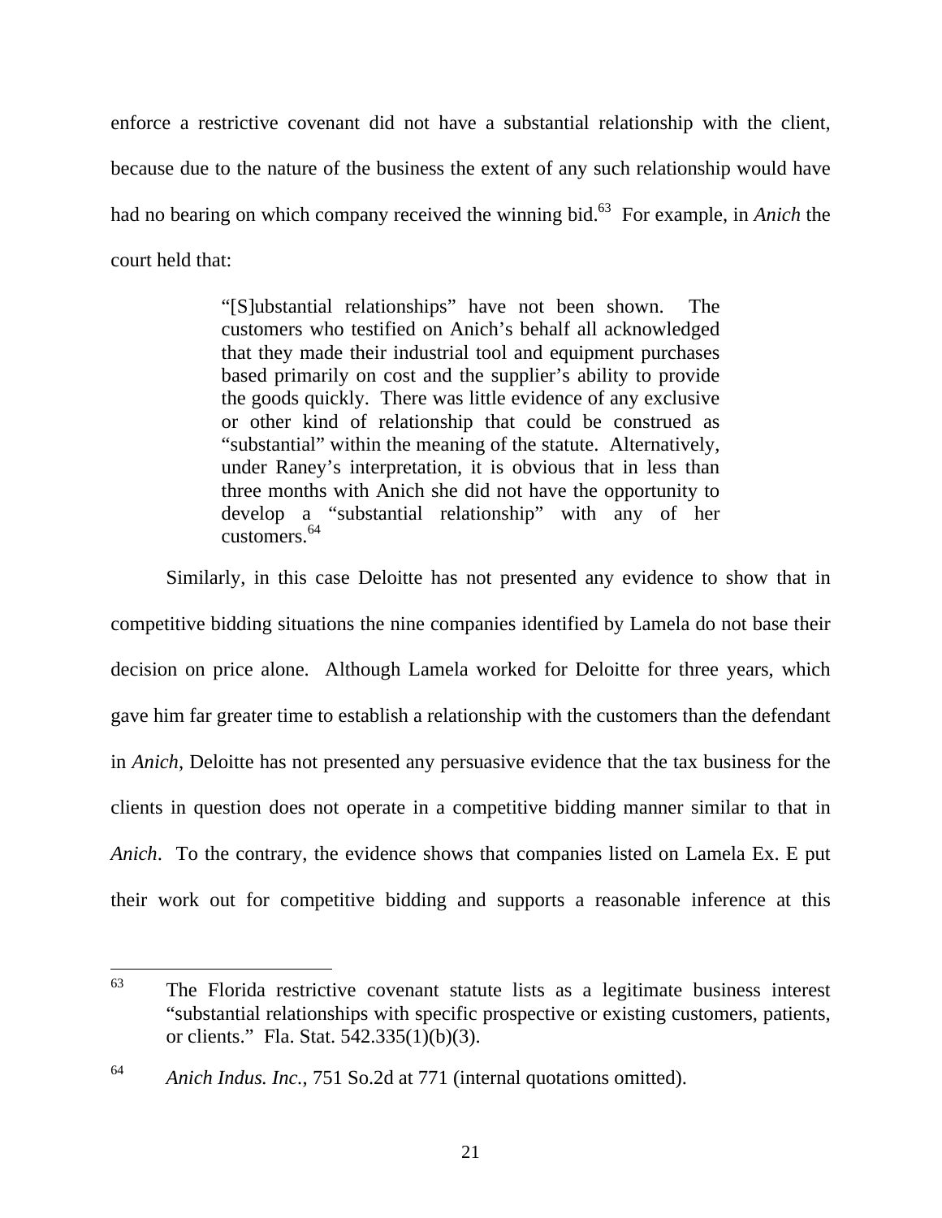enforce a restrictive covenant did not have a substantial relationship with the client, because due to the nature of the business the extent of any such relationship would have had no bearing on which company received the winning bid.[63] For example, in *Anich* the court held that:

> "[S]ubstantial relationships" have not been shown. The customers who testified on Anich's behalf all acknowledged that they made their industrial tool and equipment purchases based primarily on cost and the supplier's ability to provide the goods quickly. There was little evidence of any exclusive or other kind of relationship that could be construed as "substantial" within the meaning of the statute. Alternatively, under Raney's interpretation, it is obvious that in less than three months with Anich she did not have the opportunity to develop a "substantial relationship" with any of her customers.[64]

Similarly, in this case Deloitte has not presented any evidence to show that in competitive bidding situations the nine companies identified by Lamela do not base their decision on price alone. Although Lamela worked for Deloitte for three years, which gave him far greater time to establish a relationship with the customers than the defendant in *Anich*, Deloitte has not presented any persuasive evidence that the tax business for the clients in question does not operate in a competitive bidding manner similar to that in *Anich*. To the contrary, the evidence shows that companies listed on Lamela Ex. E put their work out for competitive bidding and supports a reasonable inference at this

---

[63] The Florida restrictive covenant statute lists as a legitimate business interest "substantial relationships with specific prospective or existing customers, patients, or clients." Fla. Stat. 542.335(1)(b)(3).

[64] *Anich Indus. Inc.*, 751 So.2d at 771 (internal quotations omitted).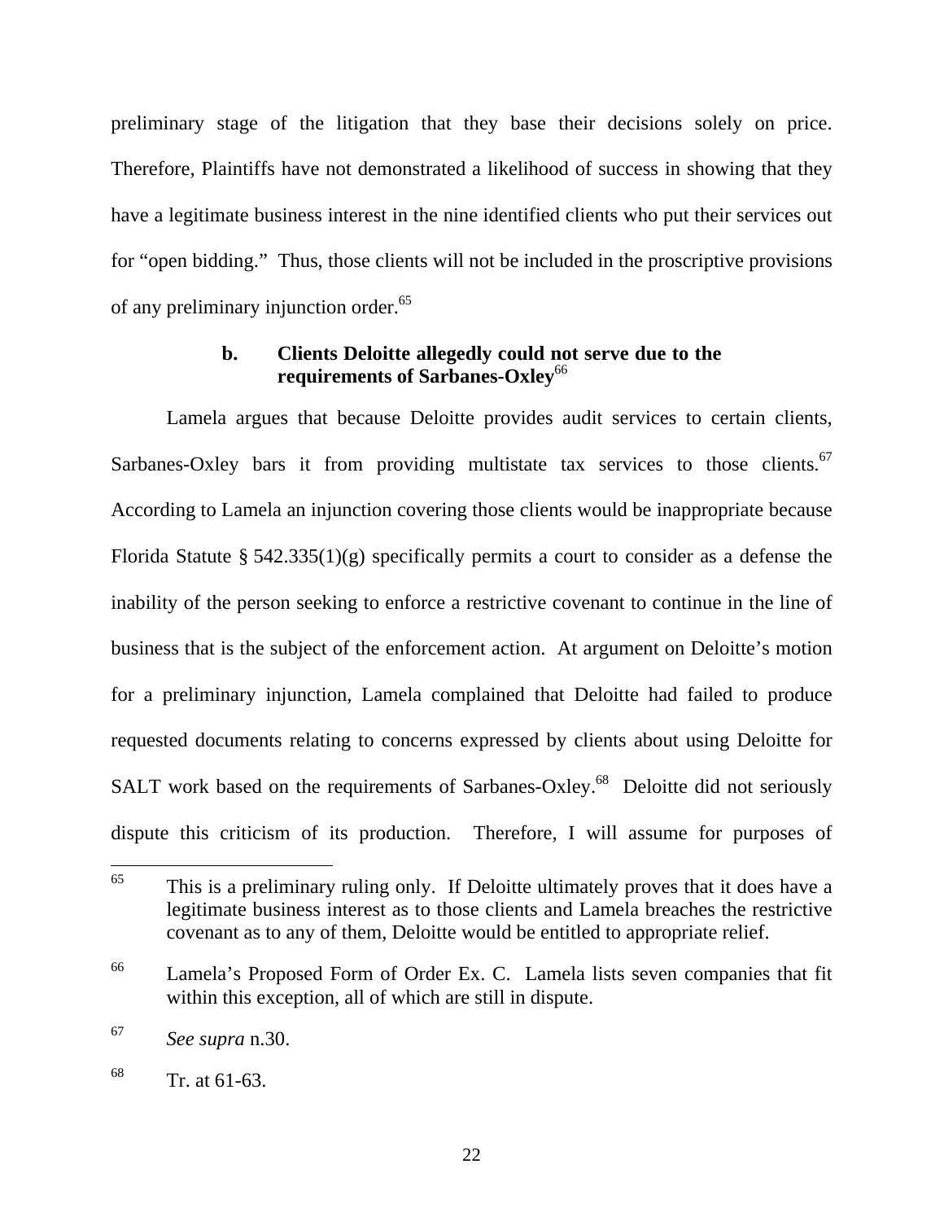preliminary stage of the litigation that they base their decisions solely on price. Therefore, Plaintiffs have not demonstrated a likelihood of success in showing that they have a legitimate business interest in the nine identified clients who put their services out for "open bidding." Thus, those clients will not be included in the proscriptive provisions of any preliminary injunction order.[65]

### b. Clients Deloitte allegedly could not serve due to the requirements of Sarbanes-Oxley[66]

Lamela argues that because Deloitte provides audit services to certain clients, Sarbanes-Oxley bars it from providing multistate tax services to those clients.[67] According to Lamela an injunction covering those clients would be inappropriate because Florida Statute § 542.335(1)(g) specifically permits a court to consider as a defense the inability of the person seeking to enforce a restrictive covenant to continue in the line of business that is the subject of the enforcement action. At argument on Deloitte's motion for a preliminary injunction, Lamela complained that Deloitte had failed to produce requested documents relating to concerns expressed by clients about using Deloitte for SALT work based on the requirements of Sarbanes-Oxley.[68] Deloitte did not seriously dispute this criticism of its production. Therefore, I will assume for purposes of

---

[65] This is a preliminary ruling only. If Deloitte ultimately proves that it does have a legitimate business interest as to those clients and Lamela breaches the restrictive covenant as to any of them, Deloitte would be entitled to appropriate relief.

[66] Lamela's Proposed Form of Order Ex. C. Lamela lists seven companies that fit within this exception, all of which are still in dispute.

[67] *See supra* n.30.

[68] Tr. at 61-63.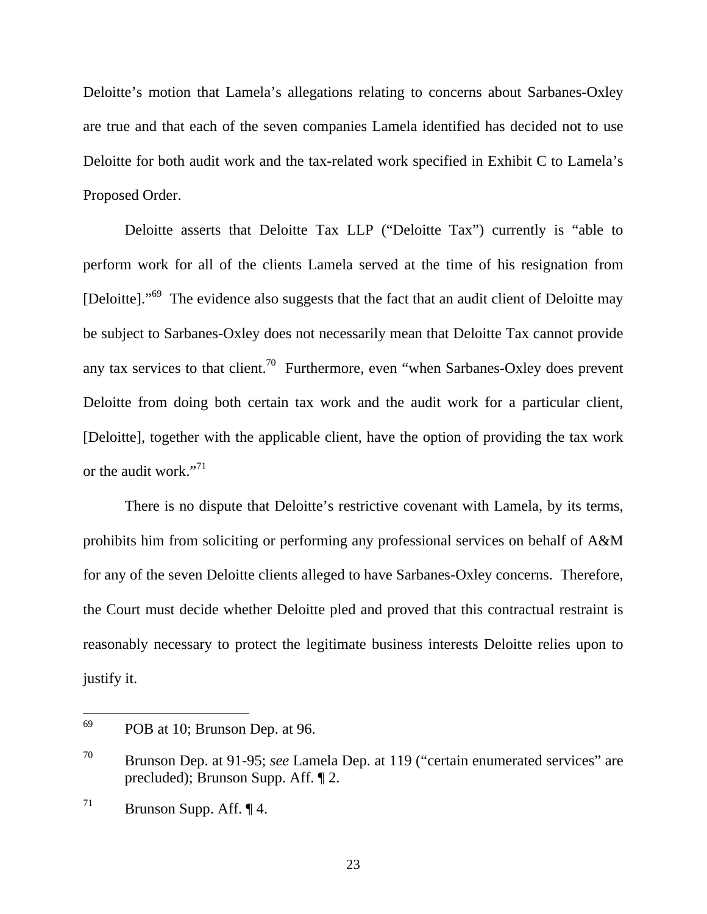Deloitte's motion that Lamela's allegations relating to concerns about Sarbanes-Oxley are true and that each of the seven companies Lamela identified has decided not to use Deloitte for both audit work and the tax-related work specified in Exhibit C to Lamela's Proposed Order.

Deloitte asserts that Deloitte Tax LLP ("Deloitte Tax") currently is "able to perform work for all of the clients Lamela served at the time of his resignation from [Deloitte]."[69] The evidence also suggests that the fact that an audit client of Deloitte may be subject to Sarbanes-Oxley does not necessarily mean that Deloitte Tax cannot provide any tax services to that client.[70] Furthermore, even "when Sarbanes-Oxley does prevent Deloitte from doing both certain tax work and the audit work for a particular client, [Deloitte], together with the applicable client, have the option of providing the tax work or the audit work."[71]

There is no dispute that Deloitte's restrictive covenant with Lamela, by its terms, prohibits him from soliciting or performing any professional services on behalf of A&M for any of the seven Deloitte clients alleged to have Sarbanes-Oxley concerns. Therefore, the Court must decide whether Deloitte pled and proved that this contractual restraint is reasonably necessary to protect the legitimate business interests Deloitte relies upon to justify it.

---

[69] POB at 10; Brunson Dep. at 96.

[70] Brunson Dep. at 91-95; *see* Lamela Dep. at 119 ("certain enumerated services" are precluded); Brunson Supp. Aff. ¶ 2.

[71] Brunson Supp. Aff. ¶ 4.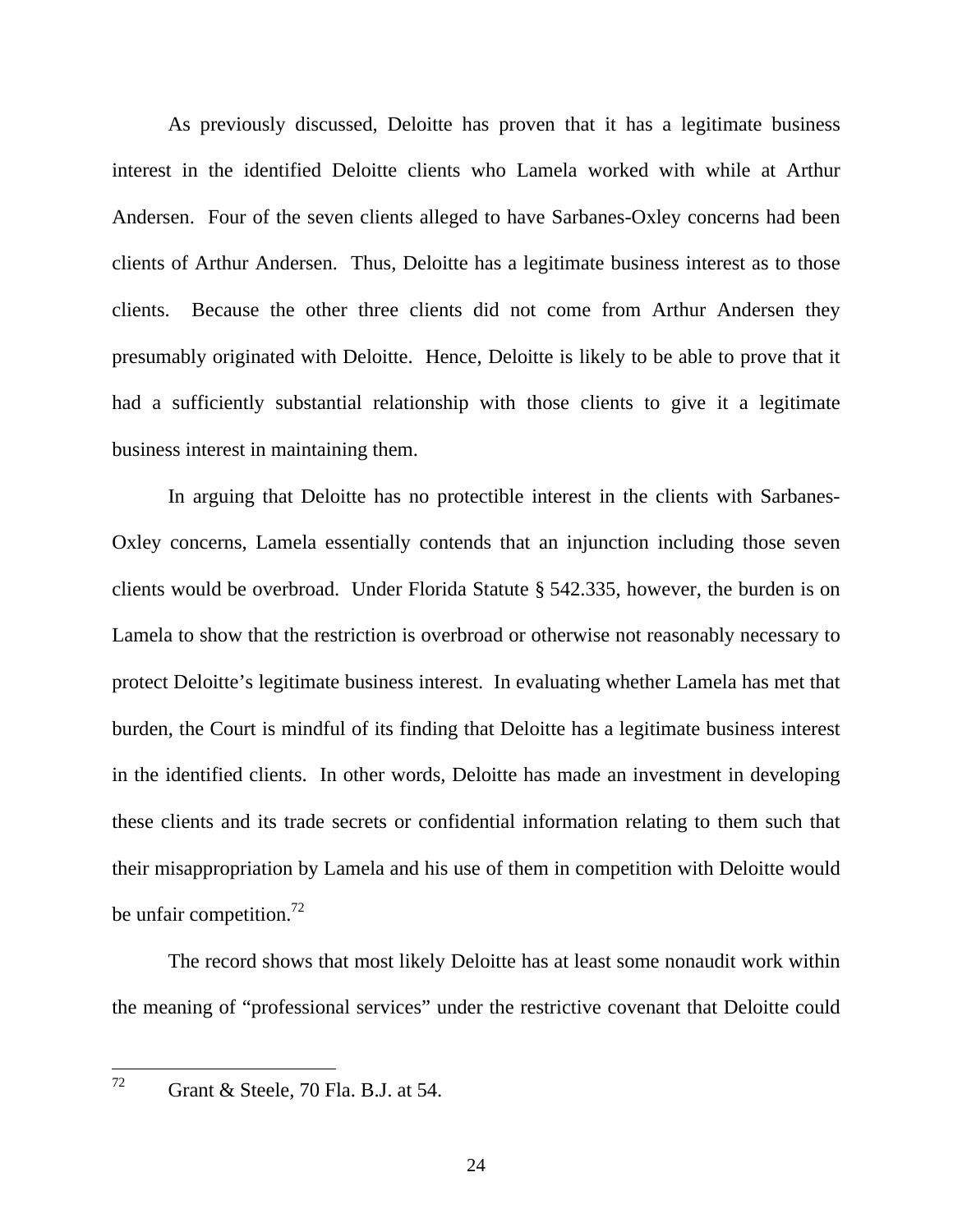As previously discussed, Deloitte has proven that it has a legitimate business interest in the identified Deloitte clients who Lamela worked with while at Arthur Andersen. Four of the seven clients alleged to have Sarbanes-Oxley concerns had been clients of Arthur Andersen. Thus, Deloitte has a legitimate business interest as to those clients. Because the other three clients did not come from Arthur Andersen they presumably originated with Deloitte. Hence, Deloitte is likely to be able to prove that it had a sufficiently substantial relationship with those clients to give it a legitimate business interest in maintaining them.

In arguing that Deloitte has no protectible interest in the clients with Sarbanes-Oxley concerns, Lamela essentially contends that an injunction including those seven clients would be overbroad. Under Florida Statute § 542.335, however, the burden is on Lamela to show that the restriction is overbroad or otherwise not reasonably necessary to protect Deloitte's legitimate business interest. In evaluating whether Lamela has met that burden, the Court is mindful of its finding that Deloitte has a legitimate business interest in the identified clients. In other words, Deloitte has made an investment in developing these clients and its trade secrets or confidential information relating to them such that their misappropriation by Lamela and his use of them in competition with Deloitte would be unfair competition.[72]

The record shows that most likely Deloitte has at least some nonaudit work within the meaning of "professional services" under the restrictive covenant that Deloitte could

[72] Grant & Steele, 70 Fla. B.J. at 54.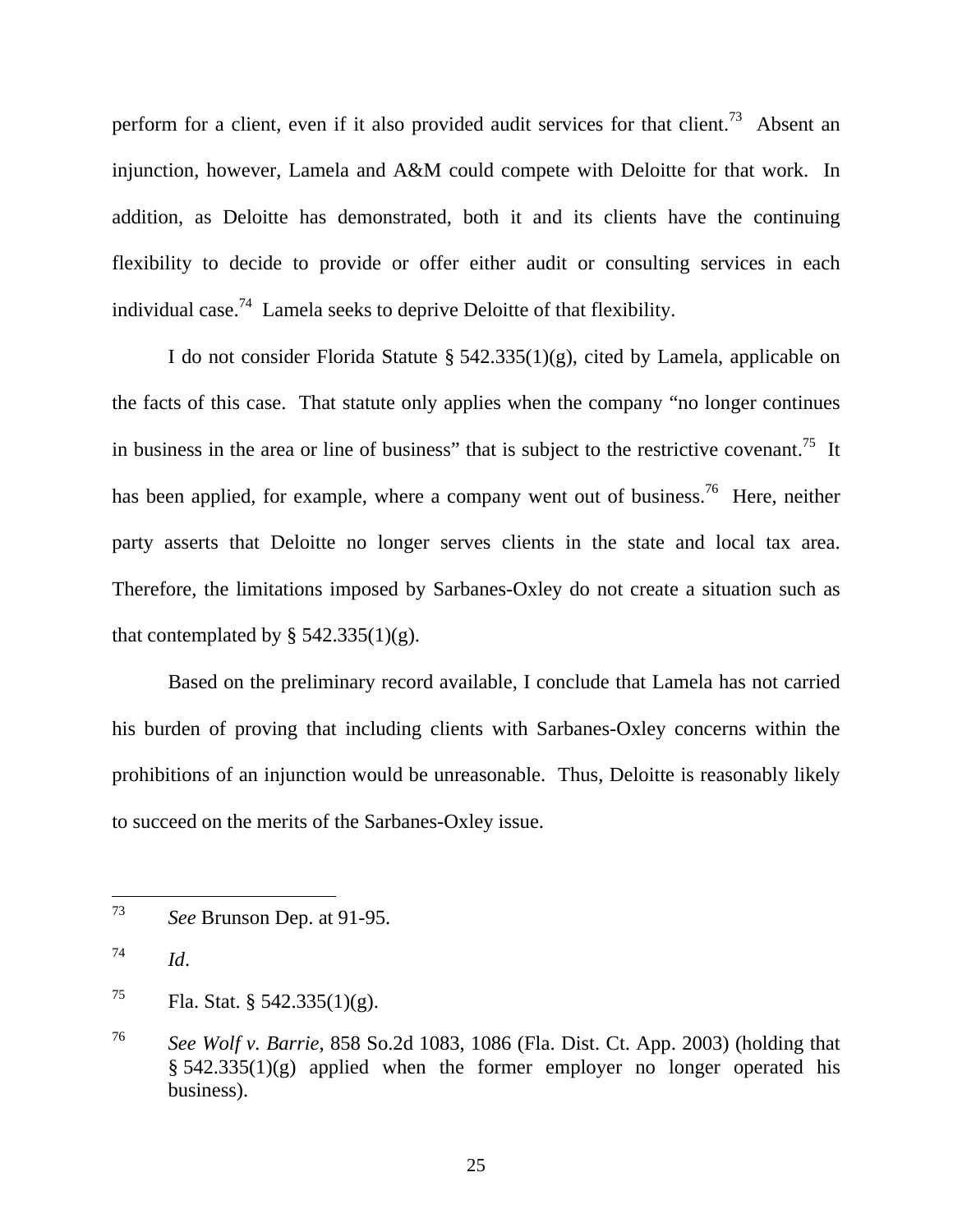perform for a client, even if it also provided audit services for that client.[73] Absent an injunction, however, Lamela and A&M could compete with Deloitte for that work. In addition, as Deloitte has demonstrated, both it and its clients have the continuing flexibility to decide to provide or offer either audit or consulting services in each individual case.[74] Lamela seeks to deprive Deloitte of that flexibility.

I do not consider Florida Statute § 542.335(1)(g), cited by Lamela, applicable on the facts of this case. That statute only applies when the company "no longer continues in business in the area or line of business" that is subject to the restrictive covenant.[75] It has been applied, for example, where a company went out of business.[76] Here, neither party asserts that Deloitte no longer serves clients in the state and local tax area. Therefore, the limitations imposed by Sarbanes-Oxley do not create a situation such as that contemplated by § 542.335(1)(g).

Based on the preliminary record available, I conclude that Lamela has not carried his burden of proving that including clients with Sarbanes-Oxley concerns within the prohibitions of an injunction would be unreasonable. Thus, Deloitte is reasonably likely to succeed on the merits of the Sarbanes-Oxley issue.

---

[73] *See* Brunson Dep. at 91-95.

[74] *Id*.

[75] Fla. Stat. § 542.335(1)(g).

[76] *See Wolf v. Barrie*, 858 So.2d 1083, 1086 (Fla. Dist. Ct. App. 2003) (holding that § 542.335(1)(g) applied when the former employer no longer operated his business).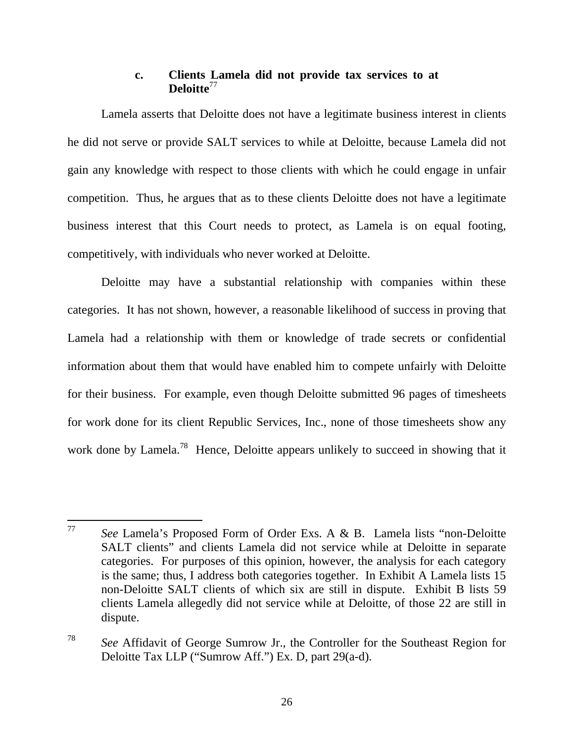### c. Clients Lamela did not provide tax services to at Deloitte[77]

Lamela asserts that Deloitte does not have a legitimate business interest in clients he did not serve or provide SALT services to while at Deloitte, because Lamela did not gain any knowledge with respect to those clients with which he could engage in unfair competition. Thus, he argues that as to these clients Deloitte does not have a legitimate business interest that this Court needs to protect, as Lamela is on equal footing, competitively, with individuals who never worked at Deloitte.

Deloitte may have a substantial relationship with companies within these categories. It has not shown, however, a reasonable likelihood of success in proving that Lamela had a relationship with them or knowledge of trade secrets or confidential information about them that would have enabled him to compete unfairly with Deloitte for their business. For example, even though Deloitte submitted 96 pages of timesheets for work done for its client Republic Services, Inc., none of those timesheets show any work done by Lamela.[78] Hence, Deloitte appears unlikely to succeed in showing that it

---

[77] *See* Lamela's Proposed Form of Order Exs. A & B. Lamela lists "non-Deloitte SALT clients" and clients Lamela did not service while at Deloitte in separate categories. For purposes of this opinion, however, the analysis for each category is the same; thus, I address both categories together. In Exhibit A Lamela lists 15 non-Deloitte SALT clients of which six are still in dispute. Exhibit B lists 59 clients Lamela allegedly did not service while at Deloitte, of those 22 are still in dispute.

[78] *See* Affidavit of George Sumrow Jr., the Controller for the Southeast Region for Deloitte Tax LLP ("Sumrow Aff.") Ex. D, part 29(a-d).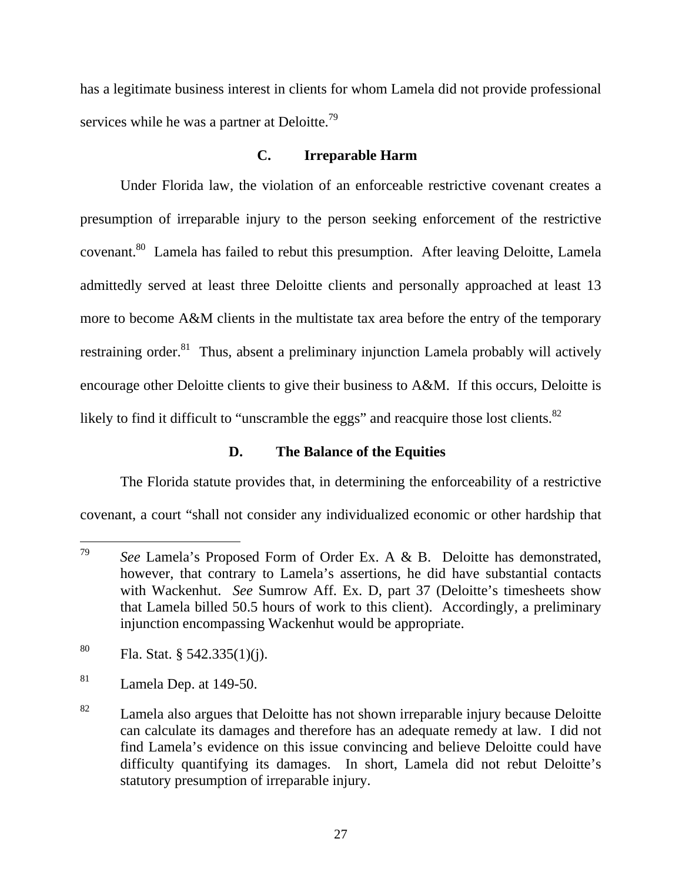has a legitimate business interest in clients for whom Lamela did not provide professional services while he was a partner at Deloitte.[79]

### C. Irreparable Harm

Under Florida law, the violation of an enforceable restrictive covenant creates a presumption of irreparable injury to the person seeking enforcement of the restrictive covenant.[80] Lamela has failed to rebut this presumption. After leaving Deloitte, Lamela admittedly served at least three Deloitte clients and personally approached at least 13 more to become A&M clients in the multistate tax area before the entry of the temporary restraining order.[81] Thus, absent a preliminary injunction Lamela probably will actively encourage other Deloitte clients to give their business to A&M. If this occurs, Deloitte is likely to find it difficult to "unscramble the eggs" and reacquire those lost clients.[82]

### D. The Balance of the Equities

The Florida statute provides that, in determining the enforceability of a restrictive covenant, a court "shall not consider any individualized economic or other hardship that

---

[79] *See* Lamela's Proposed Form of Order Ex. A & B. Deloitte has demonstrated, however, that contrary to Lamela's assertions, he did have substantial contacts with Wackenhut. *See* Sumrow Aff. Ex. D, part 37 (Deloitte's timesheets show that Lamela billed 50.5 hours of work to this client). Accordingly, a preliminary injunction encompassing Wackenhut would be appropriate.

[80] Fla. Stat. § 542.335(1)(j).

[81] Lamela Dep. at 149-50.

[82] Lamela also argues that Deloitte has not shown irreparable injury because Deloitte can calculate its damages and therefore has an adequate remedy at law. I did not find Lamela's evidence on this issue convincing and believe Deloitte could have difficulty quantifying its damages. In short, Lamela did not rebut Deloitte's statutory presumption of irreparable injury.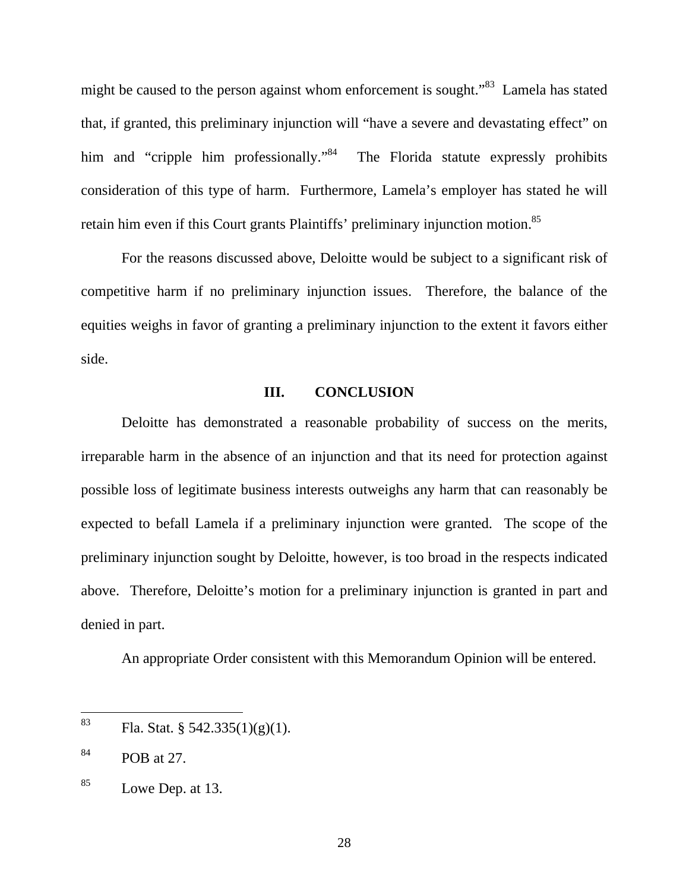might be caused to the person against whom enforcement is sought."[83] Lamela has stated that, if granted, this preliminary injunction will "have a severe and devastating effect" on him and "cripple him professionally."[84] The Florida statute expressly prohibits consideration of this type of harm. Furthermore, Lamela's employer has stated he will retain him even if this Court grants Plaintiffs' preliminary injunction motion.[85]

For the reasons discussed above, Deloitte would be subject to a significant risk of competitive harm if no preliminary injunction issues. Therefore, the balance of the equities weighs in favor of granting a preliminary injunction to the extent it favors either side.

## III. CONCLUSION

Deloitte has demonstrated a reasonable probability of success on the merits, irreparable harm in the absence of an injunction and that its need for protection against possible loss of legitimate business interests outweighs any harm that can reasonably be expected to befall Lamela if a preliminary injunction were granted. The scope of the preliminary injunction sought by Deloitte, however, is too broad in the respects indicated above. Therefore, Deloitte's motion for a preliminary injunction is granted in part and denied in part.

An appropriate Order consistent with this Memorandum Opinion will be entered.

---

[83] Fla. Stat. § 542.335(1)(g)(1).

[84] POB at 27.

[85] Lowe Dep. at 13.